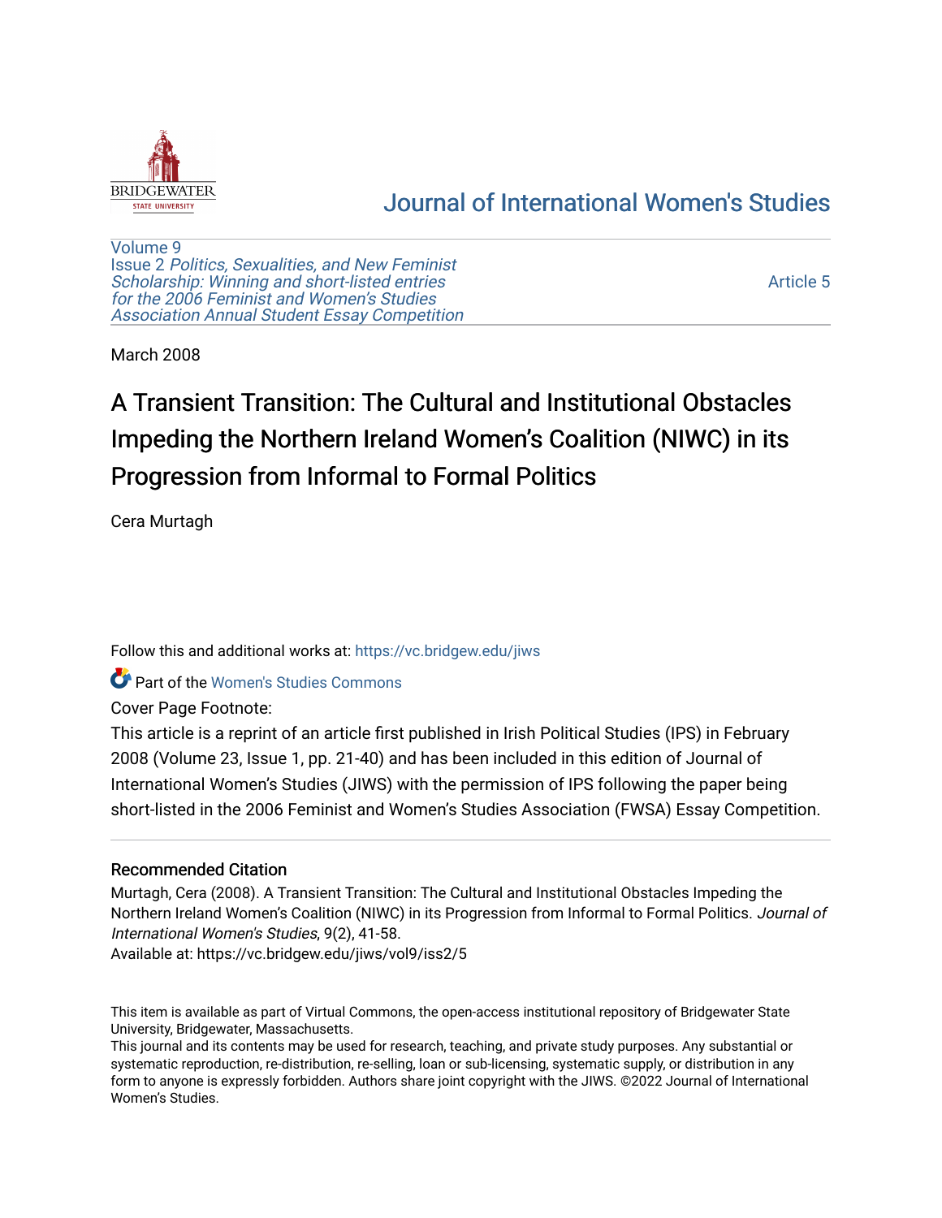# Journal of International Women's Studies

Volume 9
Issue 2 *Politics, Sexualities, and New Feminist Scholarship: Winning and short-listed entries for the 2006 Feminist and Women's Studies Association Annual Student Essay Competition*

Article 5

March 2008

# A Transient Transition: The Cultural and Institutional Obstacles Impeding the Northern Ireland Women's Coalition (NIWC) in its Progression from Informal to Formal Politics

Cera Murtagh

Follow this and additional works at: https://vc.bridgew.edu/jiws

Part of the Women's Studies Commons

Cover Page Footnote:

This article is a reprint of an article first published in Irish Political Studies (IPS) in February 2008 (Volume 23, Issue 1, pp. 21-40) and has been included in this edition of Journal of International Women's Studies (JIWS) with the permission of IPS following the paper being short-listed in the 2006 Feminist and Women's Studies Association (FWSA) Essay Competition.

### Recommended Citation

Murtagh, Cera (2008). A Transient Transition: The Cultural and Institutional Obstacles Impeding the Northern Ireland Women's Coalition (NIWC) in its Progression from Informal to Formal Politics. *Journal of International Women's Studies*, 9(2), 41-58.
Available at: https://vc.bridgew.edu/jiws/vol9/iss2/5

This item is available as part of Virtual Commons, the open-access institutional repository of Bridgewater State University, Bridgewater, Massachusetts.
This journal and its contents may be used for research, teaching, and private study purposes. Any substantial or systematic reproduction, re-distribution, re-selling, loan or sub-licensing, systematic supply, or distribution in any form to anyone is expressly forbidden. Authors share joint copyright with the JIWS. ©2022 Journal of International Women's Studies.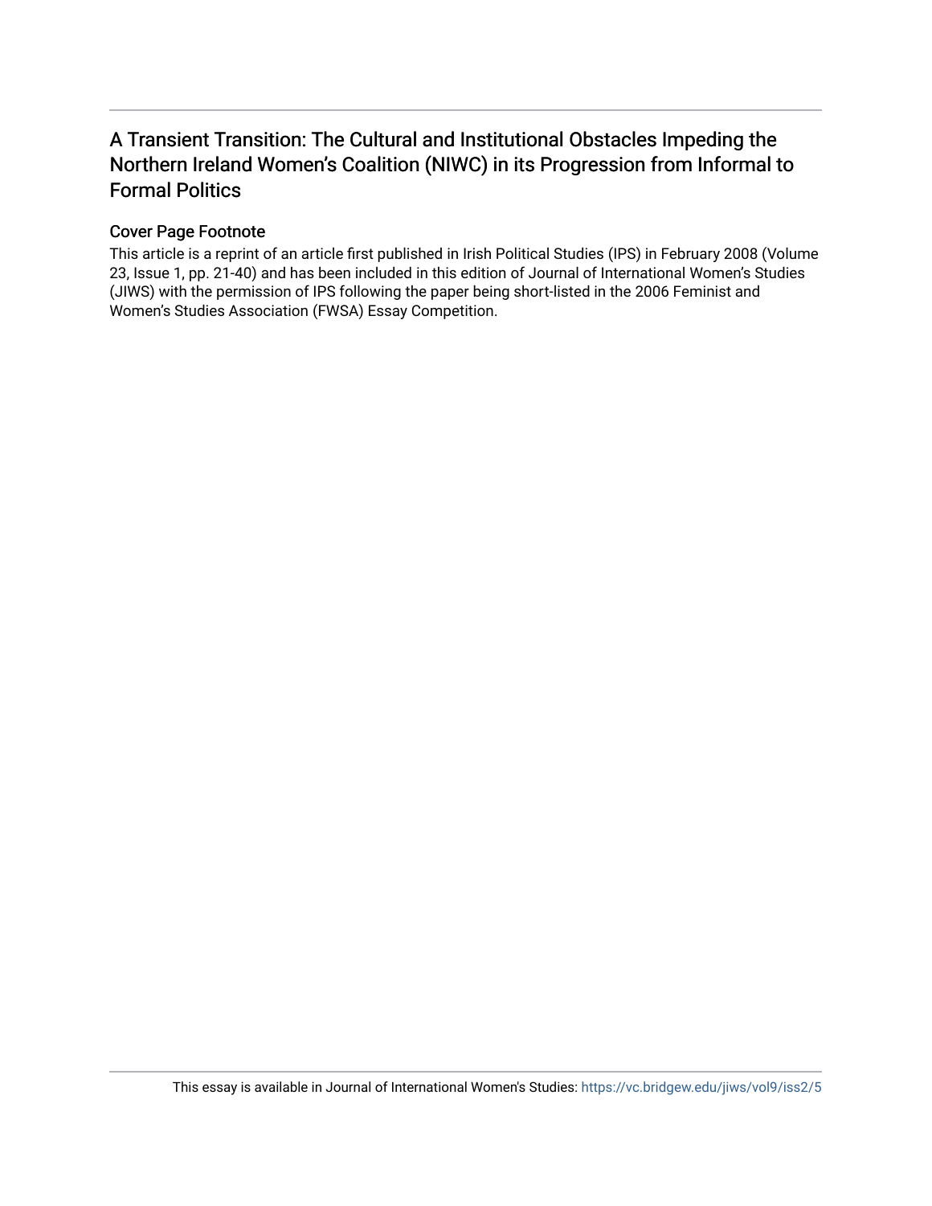# A Transient Transition: The Cultural and Institutional Obstacles Impeding the Northern Ireland Women's Coalition (NIWC) in its Progression from Informal to Formal Politics

## Cover Page Footnote

This article is a reprint of an article first published in Irish Political Studies (IPS) in February 2008 (Volume 23, Issue 1, pp. 21-40) and has been included in this edition of Journal of International Women's Studies (JIWS) with the permission of IPS following the paper being short-listed in the 2006 Feminist and Women's Studies Association (FWSA) Essay Competition.

This essay is available in Journal of International Women's Studies: https://vc.bridgew.edu/jiws/vol9/iss2/5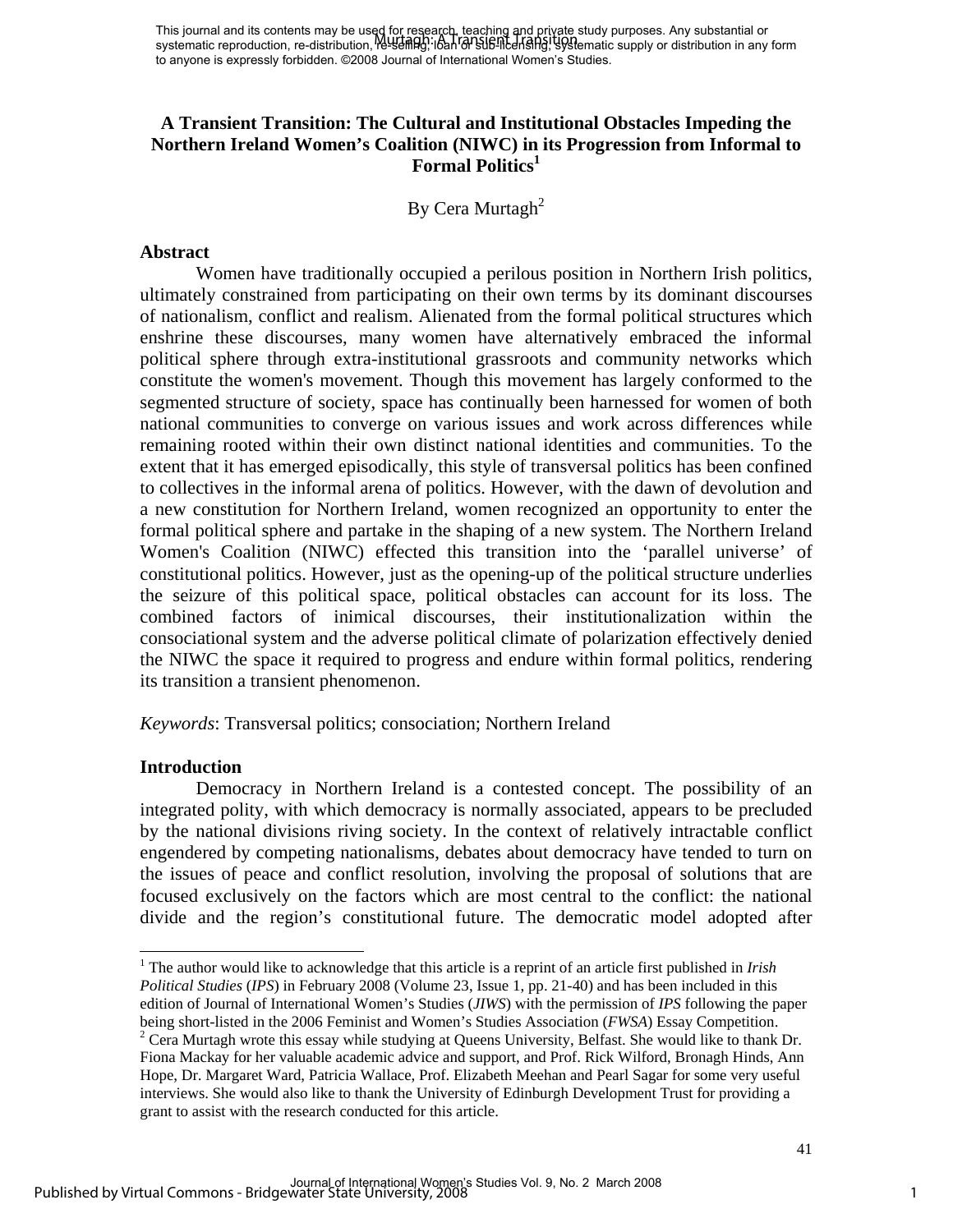# A Transient Transition: The Cultural and Institutional Obstacles Impeding the Northern Ireland Women's Coalition (NIWC) in its Progression from Informal to Formal Politics[1]

By Cera Murtagh[2]

## Abstract

Women have traditionally occupied a perilous position in Northern Irish politics, ultimately constrained from participating on their own terms by its dominant discourses of nationalism, conflict and realism. Alienated from the formal political structures which enshrine these discourses, many women have alternatively embraced the informal political sphere through extra-institutional grassroots and community networks which constitute the women's movement. Though this movement has largely conformed to the segmented structure of society, space has continually been harnessed for women of both national communities to converge on various issues and work across differences while remaining rooted within their own distinct national identities and communities. To the extent that it has emerged episodically, this style of transversal politics has been confined to collectives in the informal arena of politics. However, with the dawn of devolution and a new constitution for Northern Ireland, women recognized an opportunity to enter the formal political sphere and partake in the shaping of a new system. The Northern Ireland Women's Coalition (NIWC) effected this transition into the 'parallel universe' of constitutional politics. However, just as the opening-up of the political structure underlies the seizure of this political space, political obstacles can account for its loss. The combined factors of inimical discourses, their institutionalization within the consociational system and the adverse political climate of polarization effectively denied the NIWC the space it required to progress and endure within formal politics, rendering its transition a transient phenomenon.

*Keywords*: Transversal politics; consociation; Northern Ireland

## Introduction

Democracy in Northern Ireland is a contested concept. The possibility of an integrated polity, with which democracy is normally associated, appears to be precluded by the national divisions riving society. In the context of relatively intractable conflict engendered by competing nationalisms, debates about democracy have tended to turn on the issues of peace and conflict resolution, involving the proposal of solutions that are focused exclusively on the factors which are most central to the conflict: the national divide and the region's constitutional future. The democratic model adopted after

---

[1] The author would like to acknowledge that this article is a reprint of an article first published in *Irish Political Studies* (*IPS*) in February 2008 (Volume 23, Issue 1, pp. 21-40) and has been included in this edition of Journal of International Women's Studies (*JIWS*) with the permission of *IPS* following the paper being short-listed in the 2006 Feminist and Women's Studies Association (*FWSA*) Essay Competition.

[2] Cera Murtagh wrote this essay while studying at Queens University, Belfast. She would like to thank Dr. Fiona Mackay for her valuable academic advice and support, and Prof. Rick Wilford, Bronagh Hinds, Ann Hope, Dr. Margaret Ward, Patricia Wallace, Prof. Elizabeth Meehan and Pearl Sagar for some very useful interviews. She would also like to thank the University of Edinburgh Development Trust for providing a grant to assist with the research conducted for this article.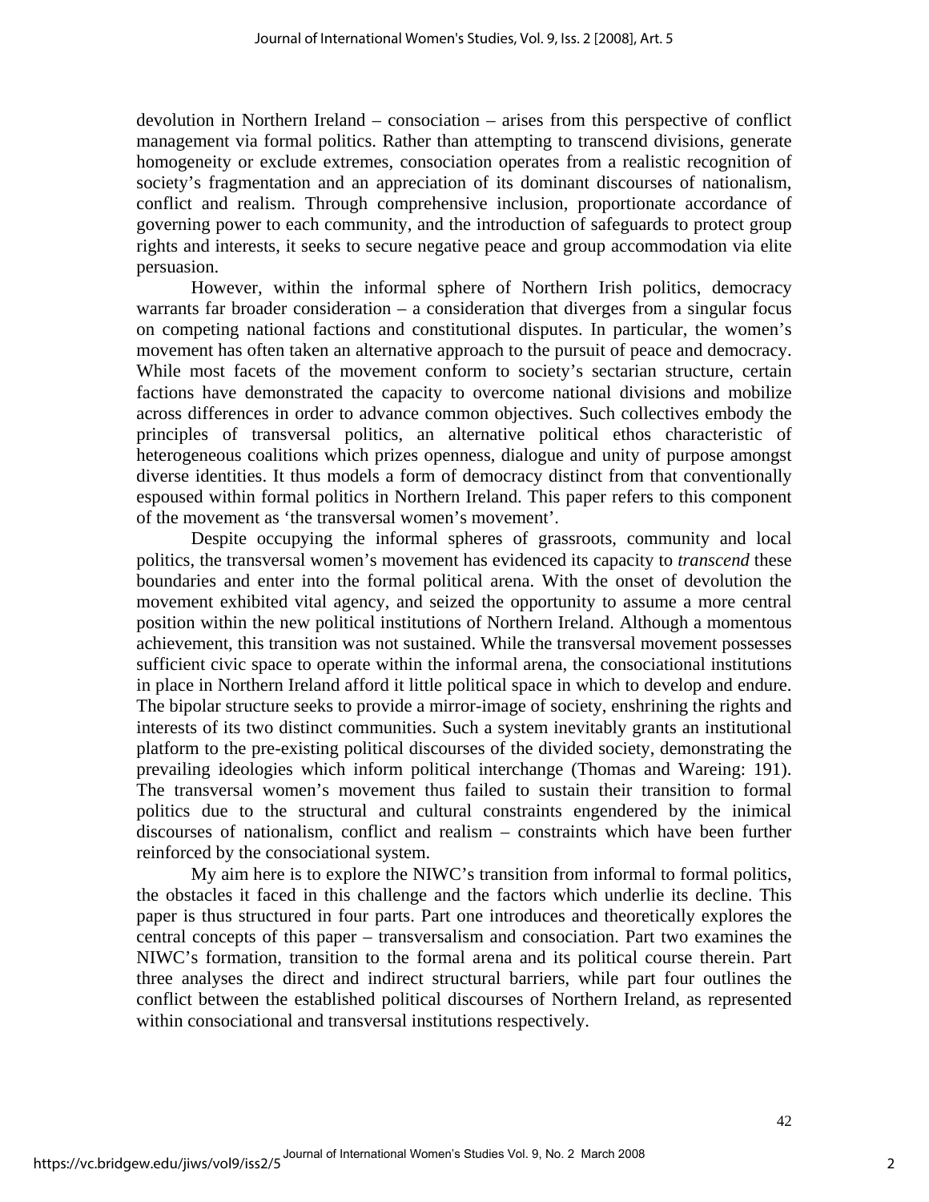devolution in Northern Ireland – consociation – arises from this perspective of conflict management via formal politics. Rather than attempting to transcend divisions, generate homogeneity or exclude extremes, consociation operates from a realistic recognition of society's fragmentation and an appreciation of its dominant discourses of nationalism, conflict and realism. Through comprehensive inclusion, proportionate accordance of governing power to each community, and the introduction of safeguards to protect group rights and interests, it seeks to secure negative peace and group accommodation via elite persuasion.

However, within the informal sphere of Northern Irish politics, democracy warrants far broader consideration – a consideration that diverges from a singular focus on competing national factions and constitutional disputes. In particular, the women's movement has often taken an alternative approach to the pursuit of peace and democracy. While most facets of the movement conform to society's sectarian structure, certain factions have demonstrated the capacity to overcome national divisions and mobilize across differences in order to advance common objectives. Such collectives embody the principles of transversal politics, an alternative political ethos characteristic of heterogeneous coalitions which prizes openness, dialogue and unity of purpose amongst diverse identities. It thus models a form of democracy distinct from that conventionally espoused within formal politics in Northern Ireland. This paper refers to this component of the movement as 'the transversal women's movement'.

Despite occupying the informal spheres of grassroots, community and local politics, the transversal women's movement has evidenced its capacity to *transcend* these boundaries and enter into the formal political arena. With the onset of devolution the movement exhibited vital agency, and seized the opportunity to assume a more central position within the new political institutions of Northern Ireland. Although a momentous achievement, this transition was not sustained. While the transversal movement possesses sufficient civic space to operate within the informal arena, the consociational institutions in place in Northern Ireland afford it little political space in which to develop and endure. The bipolar structure seeks to provide a mirror-image of society, enshrining the rights and interests of its two distinct communities. Such a system inevitably grants an institutional platform to the pre-existing political discourses of the divided society, demonstrating the prevailing ideologies which inform political interchange (Thomas and Wareing: 191). The transversal women's movement thus failed to sustain their transition to formal politics due to the structural and cultural constraints engendered by the inimical discourses of nationalism, conflict and realism – constraints which have been further reinforced by the consociational system.

My aim here is to explore the NIWC's transition from informal to formal politics, the obstacles it faced in this challenge and the factors which underlie its decline. This paper is thus structured in four parts. Part one introduces and theoretically explores the central concepts of this paper – transversalism and consociation. Part two examines the NIWC's formation, transition to the formal arena and its political course therein. Part three analyses the direct and indirect structural barriers, while part four outlines the conflict between the established political discourses of Northern Ireland, as represented within consociational and transversal institutions respectively.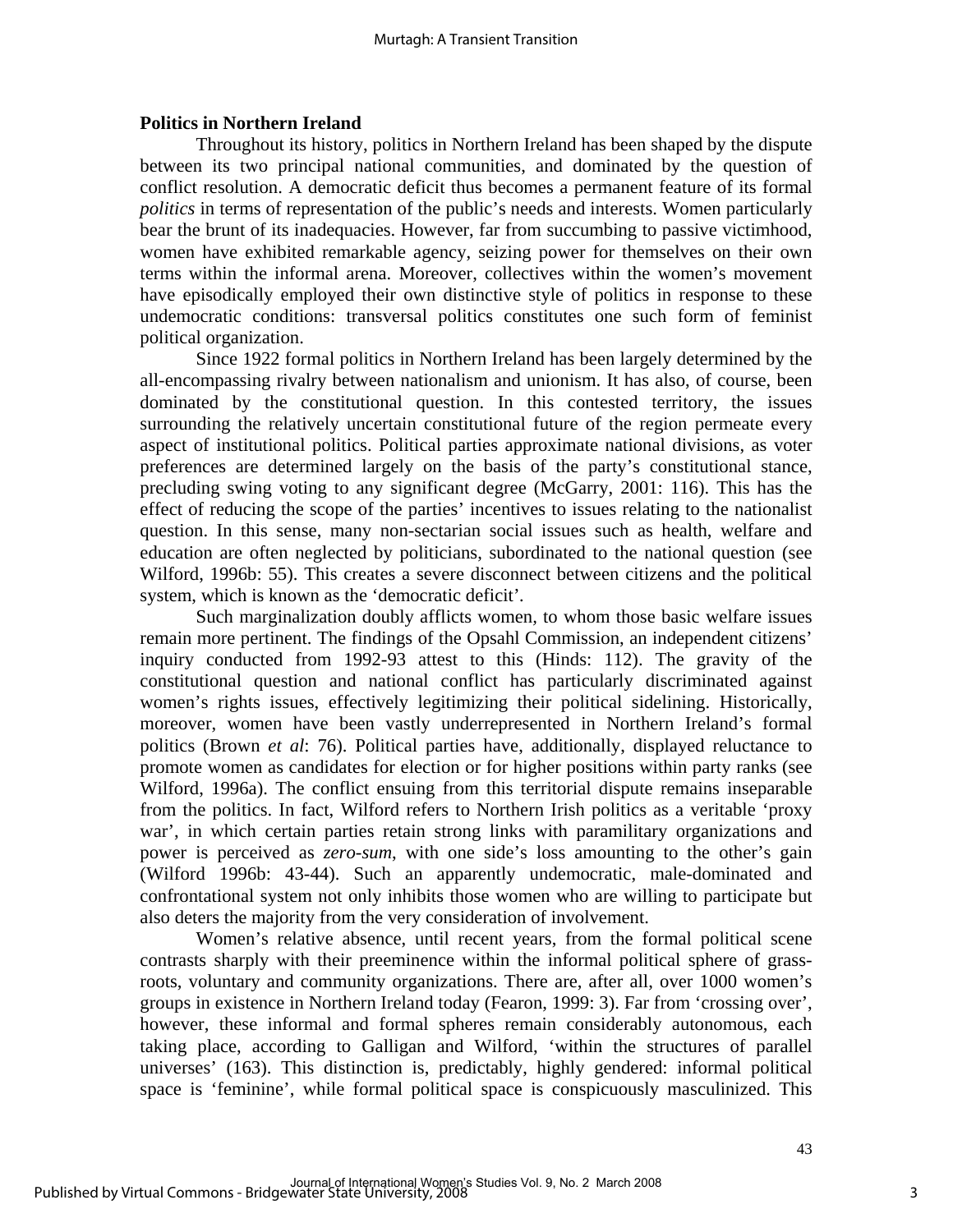**Politics in Northern Ireland**

Throughout its history, politics in Northern Ireland has been shaped by the dispute between its two principal national communities, and dominated by the question of conflict resolution. A democratic deficit thus becomes a permanent feature of its formal *politics* in terms of representation of the public's needs and interests. Women particularly bear the brunt of its inadequacies. However, far from succumbing to passive victimhood, women have exhibited remarkable agency, seizing power for themselves on their own terms within the informal arena. Moreover, collectives within the women's movement have episodically employed their own distinctive style of politics in response to these undemocratic conditions: transversal politics constitutes one such form of feminist political organization.

Since 1922 formal politics in Northern Ireland has been largely determined by the all-encompassing rivalry between nationalism and unionism. It has also, of course, been dominated by the constitutional question. In this contested territory, the issues surrounding the relatively uncertain constitutional future of the region permeate every aspect of institutional politics. Political parties approximate national divisions, as voter preferences are determined largely on the basis of the party's constitutional stance, precluding swing voting to any significant degree (McGarry, 2001: 116). This has the effect of reducing the scope of the parties' incentives to issues relating to the nationalist question. In this sense, many non-sectarian social issues such as health, welfare and education are often neglected by politicians, subordinated to the national question (see Wilford, 1996b: 55). This creates a severe disconnect between citizens and the political system, which is known as the 'democratic deficit'.

Such marginalization doubly afflicts women, to whom those basic welfare issues remain more pertinent. The findings of the Opsahl Commission, an independent citizens' inquiry conducted from 1992-93 attest to this (Hinds: 112). The gravity of the constitutional question and national conflict has particularly discriminated against women's rights issues, effectively legitimizing their political sidelining. Historically, moreover, women have been vastly underrepresented in Northern Ireland's formal politics (Brown *et al*: 76). Political parties have, additionally, displayed reluctance to promote women as candidates for election or for higher positions within party ranks (see Wilford, 1996a). The conflict ensuing from this territorial dispute remains inseparable from the politics. In fact, Wilford refers to Northern Irish politics as a veritable 'proxy war', in which certain parties retain strong links with paramilitary organizations and power is perceived as *zero-sum*, with one side's loss amounting to the other's gain (Wilford 1996b: 43-44). Such an apparently undemocratic, male-dominated and confrontational system not only inhibits those women who are willing to participate but also deters the majority from the very consideration of involvement.

Women's relative absence, until recent years, from the formal political scene contrasts sharply with their preeminence within the informal political sphere of grass-roots, voluntary and community organizations. There are, after all, over 1000 women's groups in existence in Northern Ireland today (Fearon, 1999: 3). Far from 'crossing over', however, these informal and formal spheres remain considerably autonomous, each taking place, according to Galligan and Wilford, 'within the structures of parallel universes' (163). This distinction is, predictably, highly gendered: informal political space is 'feminine', while formal political space is conspicuously masculinized. This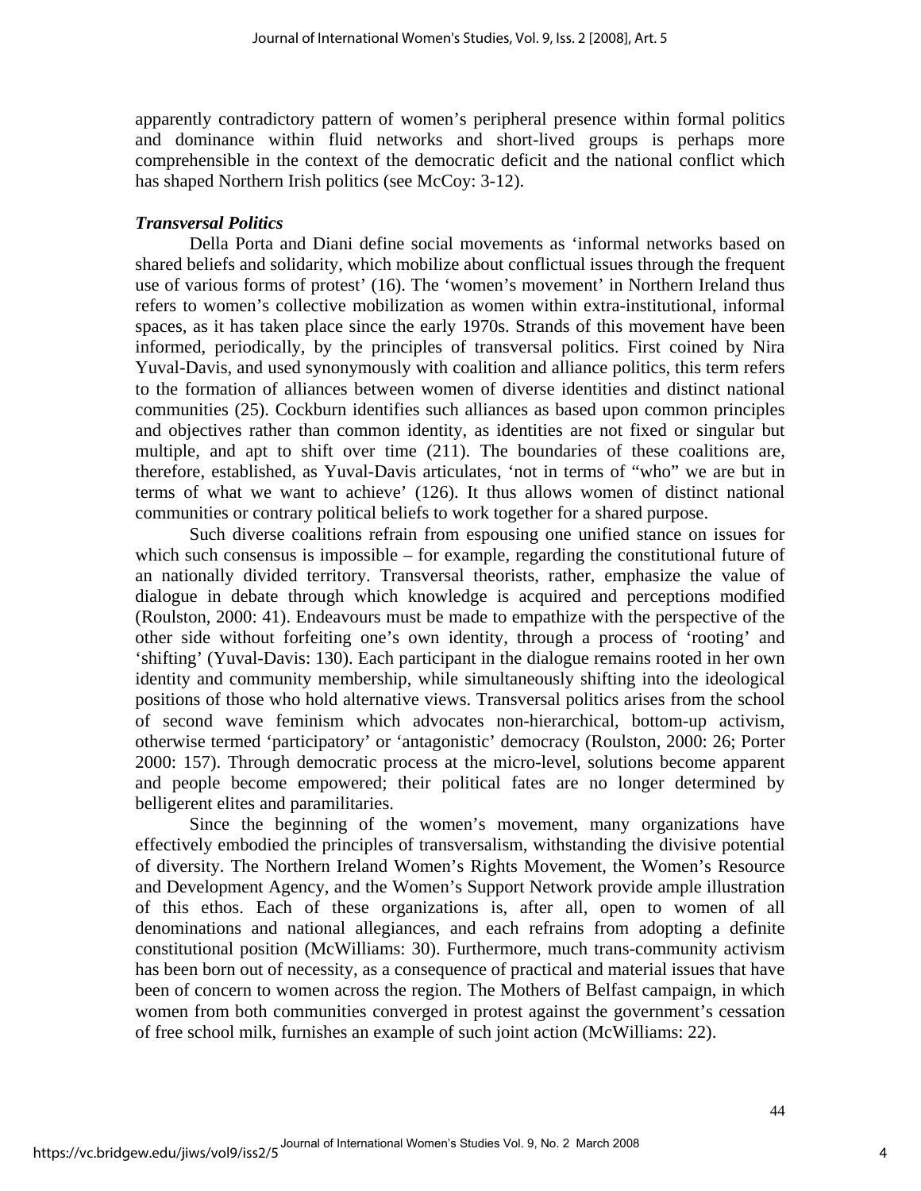apparently contradictory pattern of women's peripheral presence within formal politics and dominance within fluid networks and short-lived groups is perhaps more comprehensible in the context of the democratic deficit and the national conflict which has shaped Northern Irish politics (see McCoy: 3-12).

### *Transversal Politics*

Della Porta and Diani define social movements as 'informal networks based on shared beliefs and solidarity, which mobilize about conflictual issues through the frequent use of various forms of protest' (16). The 'women's movement' in Northern Ireland thus refers to women's collective mobilization as women within extra-institutional, informal spaces, as it has taken place since the early 1970s. Strands of this movement have been informed, periodically, by the principles of transversal politics. First coined by Nira Yuval-Davis, and used synonymously with coalition and alliance politics, this term refers to the formation of alliances between women of diverse identities and distinct national communities (25). Cockburn identifies such alliances as based upon common principles and objectives rather than common identity, as identities are not fixed or singular but multiple, and apt to shift over time (211). The boundaries of these coalitions are, therefore, established, as Yuval-Davis articulates, 'not in terms of "who" we are but in terms of what we want to achieve' (126). It thus allows women of distinct national communities or contrary political beliefs to work together for a shared purpose.

Such diverse coalitions refrain from espousing one unified stance on issues for which such consensus is impossible – for example, regarding the constitutional future of an nationally divided territory. Transversal theorists, rather, emphasize the value of dialogue in debate through which knowledge is acquired and perceptions modified (Roulston, 2000: 41). Endeavours must be made to empathize with the perspective of the other side without forfeiting one's own identity, through a process of 'rooting' and 'shifting' (Yuval-Davis: 130). Each participant in the dialogue remains rooted in her own identity and community membership, while simultaneously shifting into the ideological positions of those who hold alternative views. Transversal politics arises from the school of second wave feminism which advocates non-hierarchical, bottom-up activism, otherwise termed 'participatory' or 'antagonistic' democracy (Roulston, 2000: 26; Porter 2000: 157). Through democratic process at the micro-level, solutions become apparent and people become empowered; their political fates are no longer determined by belligerent elites and paramilitaries.

Since the beginning of the women's movement, many organizations have effectively embodied the principles of transversalism, withstanding the divisive potential of diversity. The Northern Ireland Women's Rights Movement, the Women's Resource and Development Agency, and the Women's Support Network provide ample illustration of this ethos. Each of these organizations is, after all, open to women of all denominations and national allegiances, and each refrains from adopting a definite constitutional position (McWilliams: 30). Furthermore, much trans-community activism has been born out of necessity, as a consequence of practical and material issues that have been of concern to women across the region. The Mothers of Belfast campaign, in which women from both communities converged in protest against the government's cessation of free school milk, furnishes an example of such joint action (McWilliams: 22).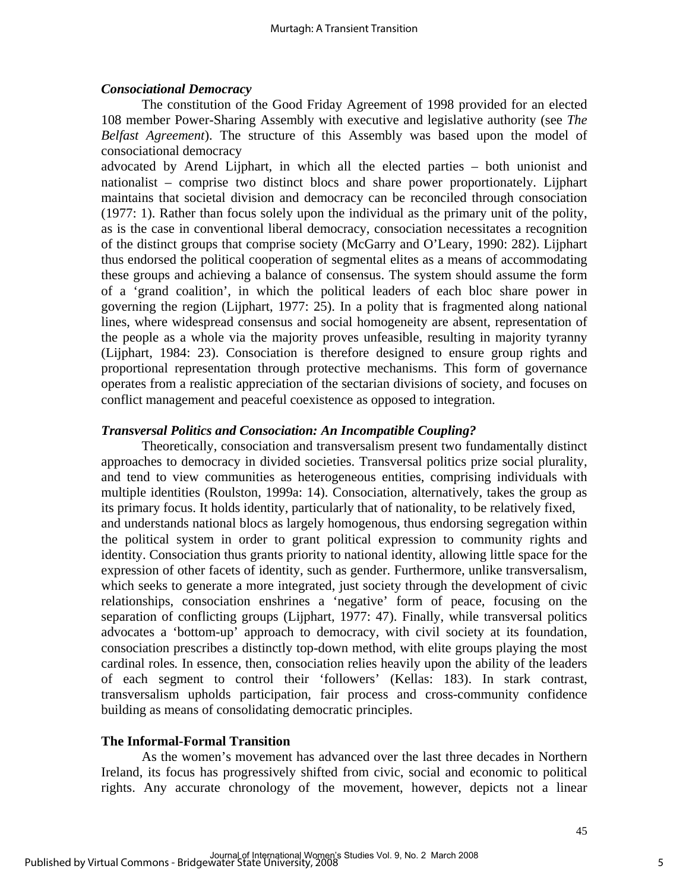### *Consociational Democracy*

The constitution of the Good Friday Agreement of 1998 provided for an elected 108 member Power-Sharing Assembly with executive and legislative authority (see *The Belfast Agreement*). The structure of this Assembly was based upon the model of consociational democracy advocated by Arend Lijphart, in which all the elected parties – both unionist and nationalist – comprise two distinct blocs and share power proportionately. Lijphart maintains that societal division and democracy can be reconciled through consociation (1977: 1). Rather than focus solely upon the individual as the primary unit of the polity, as is the case in conventional liberal democracy, consociation necessitates a recognition of the distinct groups that comprise society (McGarry and O'Leary, 1990: 282). Lijphart thus endorsed the political cooperation of segmental elites as a means of accommodating these groups and achieving a balance of consensus. The system should assume the form of a 'grand coalition', in which the political leaders of each bloc share power in governing the region (Lijphart, 1977: 25). In a polity that is fragmented along national lines, where widespread consensus and social homogeneity are absent, representation of the people as a whole via the majority proves unfeasible, resulting in majority tyranny (Lijphart, 1984: 23). Consociation is therefore designed to ensure group rights and proportional representation through protective mechanisms. This form of governance operates from a realistic appreciation of the sectarian divisions of society, and focuses on conflict management and peaceful coexistence as opposed to integration.

### *Transversal Politics and Consociation: An Incompatible Coupling?*

Theoretically, consociation and transversalism present two fundamentally distinct approaches to democracy in divided societies. Transversal politics prize social plurality, and tend to view communities as heterogeneous entities, comprising individuals with multiple identities (Roulston, 1999a: 14). Consociation, alternatively, takes the group as its primary focus. It holds identity, particularly that of nationality, to be relatively fixed, and understands national blocs as largely homogenous, thus endorsing segregation within the political system in order to grant political expression to community rights and identity. Consociation thus grants priority to national identity, allowing little space for the expression of other facets of identity, such as gender. Furthermore, unlike transversalism, which seeks to generate a more integrated, just society through the development of civic relationships, consociation enshrines a 'negative' form of peace, focusing on the separation of conflicting groups (Lijphart, 1977: 47). Finally, while transversal politics advocates a 'bottom-up' approach to democracy, with civil society at its foundation, consociation prescribes a distinctly top-down method, with elite groups playing the most cardinal roles. In essence, then, consociation relies heavily upon the ability of the leaders of each segment to control their 'followers' (Kellas: 183). In stark contrast, transversalism upholds participation, fair process and cross-community confidence building as means of consolidating democratic principles.

### **The Informal-Formal Transition**

As the women's movement has advanced over the last three decades in Northern Ireland, its focus has progressively shifted from civic, social and economic to political rights. Any accurate chronology of the movement, however, depicts not a linear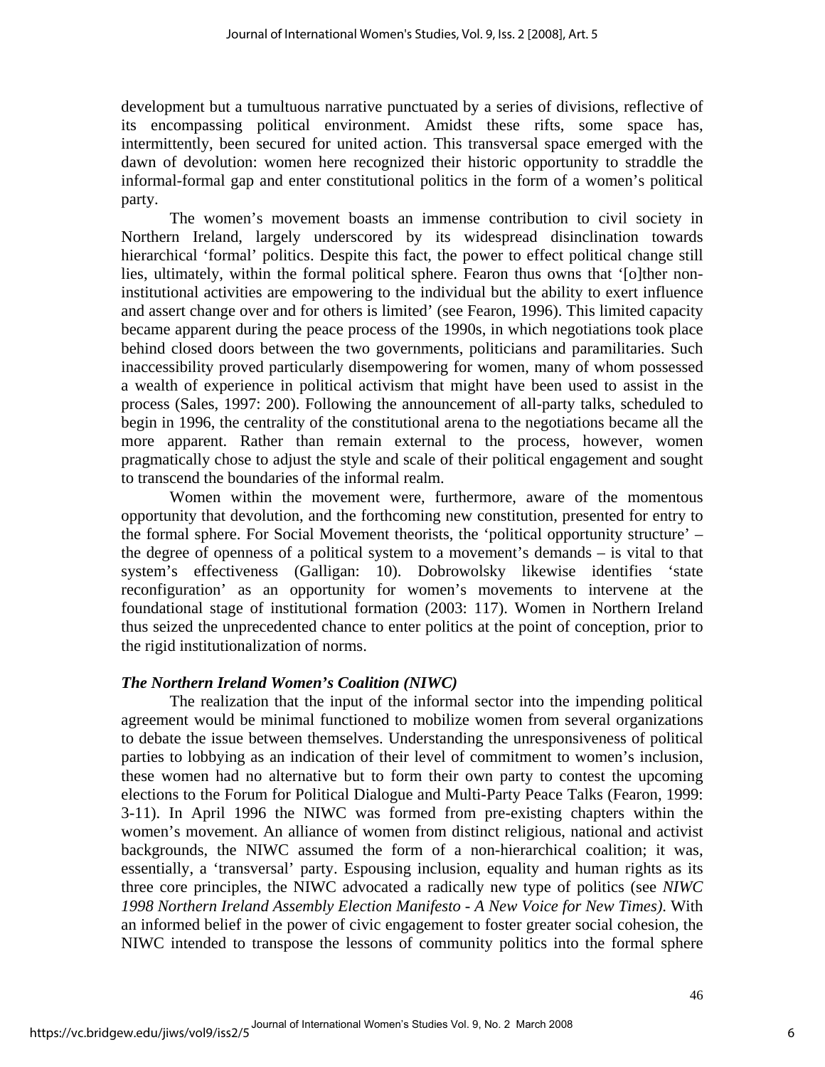development but a tumultuous narrative punctuated by a series of divisions, reflective of its encompassing political environment. Amidst these rifts, some space has, intermittently, been secured for united action. This transversal space emerged with the dawn of devolution: women here recognized their historic opportunity to straddle the informal-formal gap and enter constitutional politics in the form of a women's political party.

The women's movement boasts an immense contribution to civil society in Northern Ireland, largely underscored by its widespread disinclination towards hierarchical 'formal' politics. Despite this fact, the power to effect political change still lies, ultimately, within the formal political sphere. Fearon thus owns that '[o]ther non-institutional activities are empowering to the individual but the ability to exert influence and assert change over and for others is limited' (see Fearon, 1996). This limited capacity became apparent during the peace process of the 1990s, in which negotiations took place behind closed doors between the two governments, politicians and paramilitaries. Such inaccessibility proved particularly disempowering for women, many of whom possessed a wealth of experience in political activism that might have been used to assist in the process (Sales, 1997: 200). Following the announcement of all-party talks, scheduled to begin in 1996, the centrality of the constitutional arena to the negotiations became all the more apparent. Rather than remain external to the process, however, women pragmatically chose to adjust the style and scale of their political engagement and sought to transcend the boundaries of the informal realm.

Women within the movement were, furthermore, aware of the momentous opportunity that devolution, and the forthcoming new constitution, presented for entry to the formal sphere. For Social Movement theorists, the 'political opportunity structure' – the degree of openness of a political system to a movement's demands – is vital to that system's effectiveness (Galligan: 10). Dobrowolsky likewise identifies 'state reconfiguration' as an opportunity for women's movements to intervene at the foundational stage of institutional formation (2003: 117). Women in Northern Ireland thus seized the unprecedented chance to enter politics at the point of conception, prior to the rigid institutionalization of norms.

### *The Northern Ireland Women's Coalition (NIWC)*

The realization that the input of the informal sector into the impending political agreement would be minimal functioned to mobilize women from several organizations to debate the issue between themselves. Understanding the unresponsiveness of political parties to lobbying as an indication of their level of commitment to women's inclusion, these women had no alternative but to form their own party to contest the upcoming elections to the Forum for Political Dialogue and Multi-Party Peace Talks (Fearon, 1999: 3-11). In April 1996 the NIWC was formed from pre-existing chapters within the women's movement. An alliance of women from distinct religious, national and activist backgrounds, the NIWC assumed the form of a non-hierarchical coalition; it was, essentially, a 'transversal' party. Espousing inclusion, equality and human rights as its three core principles, the NIWC advocated a radically new type of politics (see *NIWC 1998 Northern Ireland Assembly Election Manifesto - A New Voice for New Times)*. With an informed belief in the power of civic engagement to foster greater social cohesion, the NIWC intended to transpose the lessons of community politics into the formal sphere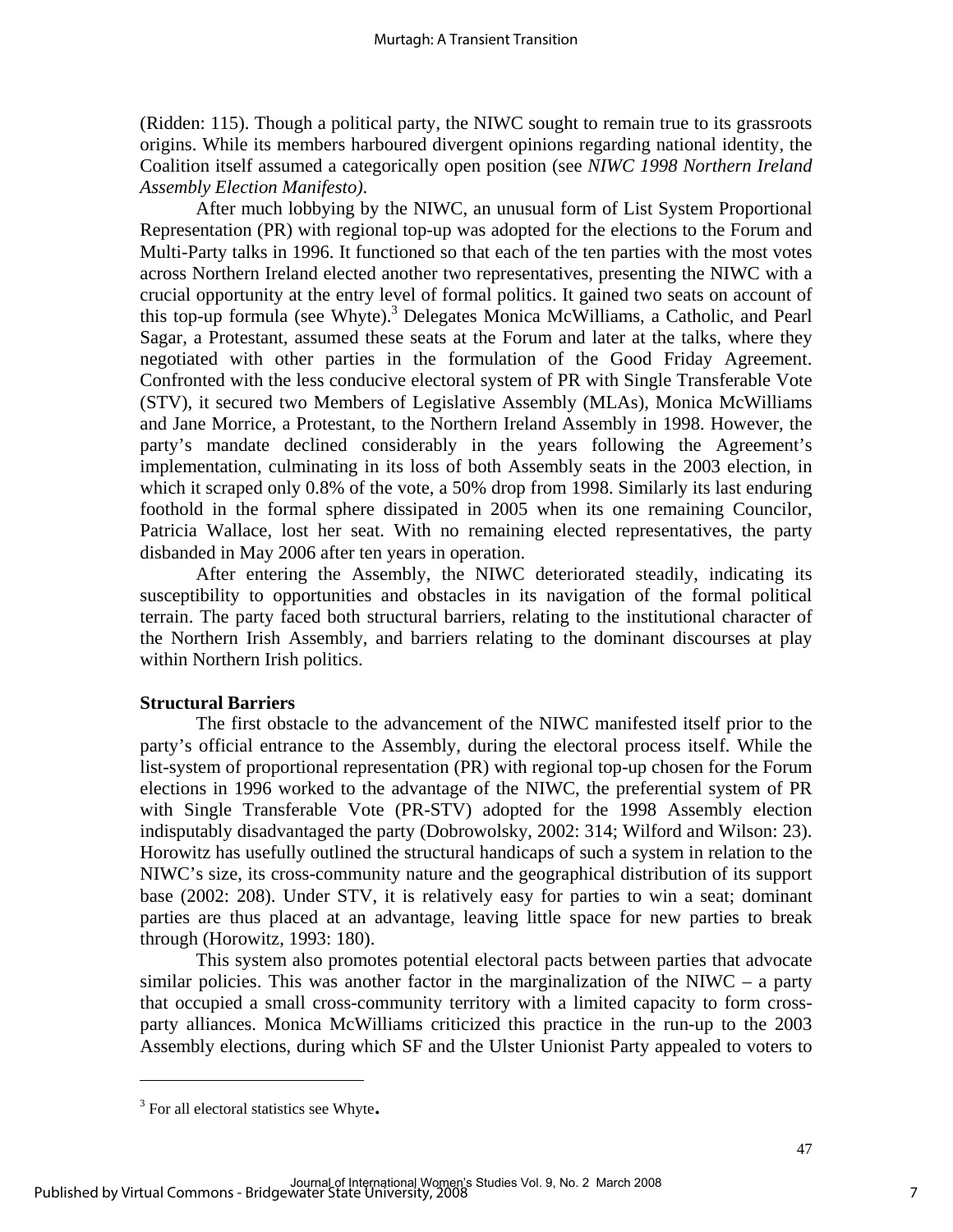(Ridden: 115). Though a political party, the NIWC sought to remain true to its grassroots origins. While its members harboured divergent opinions regarding national identity, the Coalition itself assumed a categorically open position (see *NIWC 1998 Northern Ireland Assembly Election Manifesto)*.

After much lobbying by the NIWC, an unusual form of List System Proportional Representation (PR) with regional top-up was adopted for the elections to the Forum and Multi-Party talks in 1996. It functioned so that each of the ten parties with the most votes across Northern Ireland elected another two representatives, presenting the NIWC with a crucial opportunity at the entry level of formal politics. It gained two seats on account of this top-up formula (see Whyte).[3] Delegates Monica McWilliams, a Catholic, and Pearl Sagar, a Protestant, assumed these seats at the Forum and later at the talks, where they negotiated with other parties in the formulation of the Good Friday Agreement. Confronted with the less conducive electoral system of PR with Single Transferable Vote (STV), it secured two Members of Legislative Assembly (MLAs), Monica McWilliams and Jane Morrice, a Protestant, to the Northern Ireland Assembly in 1998. However, the party's mandate declined considerably in the years following the Agreement's implementation, culminating in its loss of both Assembly seats in the 2003 election, in which it scraped only 0.8% of the vote, a 50% drop from 1998. Similarly its last enduring foothold in the formal sphere dissipated in 2005 when its one remaining Councilor, Patricia Wallace, lost her seat. With no remaining elected representatives, the party disbanded in May 2006 after ten years in operation.

After entering the Assembly, the NIWC deteriorated steadily, indicating its susceptibility to opportunities and obstacles in its navigation of the formal political terrain. The party faced both structural barriers, relating to the institutional character of the Northern Irish Assembly, and barriers relating to the dominant discourses at play within Northern Irish politics.

**Structural Barriers**

The first obstacle to the advancement of the NIWC manifested itself prior to the party's official entrance to the Assembly, during the electoral process itself. While the list-system of proportional representation (PR) with regional top-up chosen for the Forum elections in 1996 worked to the advantage of the NIWC, the preferential system of PR with Single Transferable Vote (PR-STV) adopted for the 1998 Assembly election indisputably disadvantaged the party (Dobrowolsky, 2002: 314; Wilford and Wilson: 23). Horowitz has usefully outlined the structural handicaps of such a system in relation to the NIWC's size, its cross-community nature and the geographical distribution of its support base (2002: 208). Under STV, it is relatively easy for parties to win a seat; dominant parties are thus placed at an advantage, leaving little space for new parties to break through (Horowitz, 1993: 180).

This system also promotes potential electoral pacts between parties that advocate similar policies. This was another factor in the marginalization of the NIWC – a party that occupied a small cross-community territory with a limited capacity to form cross-party alliances. Monica McWilliams criticized this practice in the run-up to the 2003 Assembly elections, during which SF and the Ulster Unionist Party appealed to voters to

[3] For all electoral statistics see Whyte.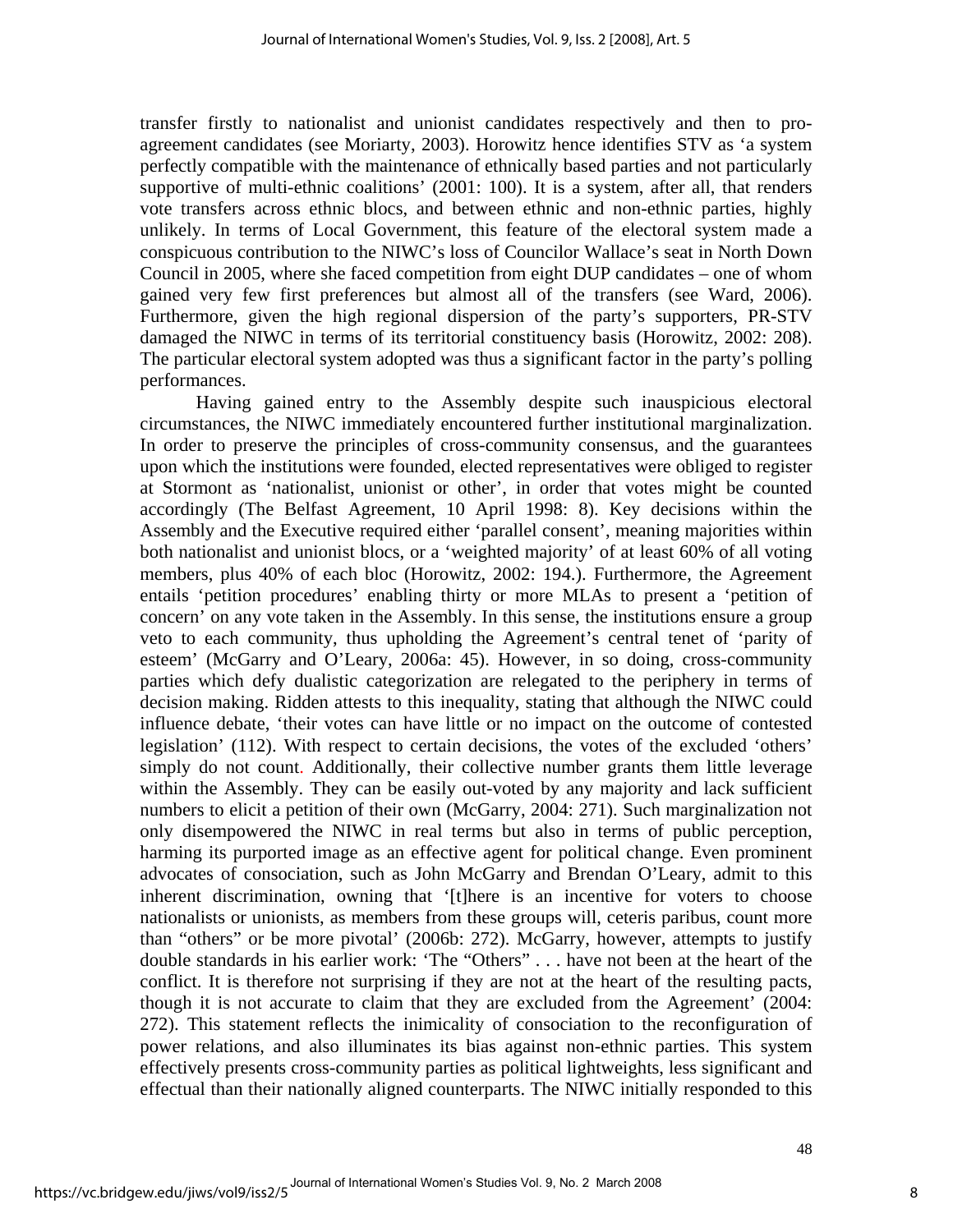transfer firstly to nationalist and unionist candidates respectively and then to pro-agreement candidates (see Moriarty, 2003). Horowitz hence identifies STV as 'a system perfectly compatible with the maintenance of ethnically based parties and not particularly supportive of multi-ethnic coalitions' (2001: 100). It is a system, after all, that renders vote transfers across ethnic blocs, and between ethnic and non-ethnic parties, highly unlikely. In terms of Local Government, this feature of the electoral system made a conspicuous contribution to the NIWC's loss of Councilor Wallace's seat in North Down Council in 2005, where she faced competition from eight DUP candidates – one of whom gained very few first preferences but almost all of the transfers (see Ward, 2006). Furthermore, given the high regional dispersion of the party's supporters, PR-STV damaged the NIWC in terms of its territorial constituency basis (Horowitz, 2002: 208). The particular electoral system adopted was thus a significant factor in the party's polling performances.

Having gained entry to the Assembly despite such inauspicious electoral circumstances, the NIWC immediately encountered further institutional marginalization. In order to preserve the principles of cross-community consensus, and the guarantees upon which the institutions were founded, elected representatives were obliged to register at Stormont as 'nationalist, unionist or other', in order that votes might be counted accordingly (The Belfast Agreement, 10 April 1998: 8). Key decisions within the Assembly and the Executive required either 'parallel consent', meaning majorities within both nationalist and unionist blocs, or a 'weighted majority' of at least 60% of all voting members, plus 40% of each bloc (Horowitz, 2002: 194.). Furthermore, the Agreement entails 'petition procedures' enabling thirty or more MLAs to present a 'petition of concern' on any vote taken in the Assembly. In this sense, the institutions ensure a group veto to each community, thus upholding the Agreement's central tenet of 'parity of esteem' (McGarry and O'Leary, 2006a: 45). However, in so doing, cross-community parties which defy dualistic categorization are relegated to the periphery in terms of decision making. Ridden attests to this inequality, stating that although the NIWC could influence debate, 'their votes can have little or no impact on the outcome of contested legislation' (112). With respect to certain decisions, the votes of the excluded 'others' simply do not count. Additionally, their collective number grants them little leverage within the Assembly. They can be easily out-voted by any majority and lack sufficient numbers to elicit a petition of their own (McGarry, 2004: 271). Such marginalization not only disempowered the NIWC in real terms but also in terms of public perception, harming its purported image as an effective agent for political change. Even prominent advocates of consociation, such as John McGarry and Brendan O'Leary, admit to this inherent discrimination, owning that '[t]here is an incentive for voters to choose nationalists or unionists, as members from these groups will, ceteris paribus, count more than "others" or be more pivotal' (2006b: 272). McGarry, however, attempts to justify double standards in his earlier work: 'The "Others" . . . have not been at the heart of the conflict. It is therefore not surprising if they are not at the heart of the resulting pacts, though it is not accurate to claim that they are excluded from the Agreement' (2004: 272). This statement reflects the inimicality of consociation to the reconfiguration of power relations, and also illuminates its bias against non-ethnic parties. This system effectively presents cross-community parties as political lightweights, less significant and effectual than their nationally aligned counterparts. The NIWC initially responded to this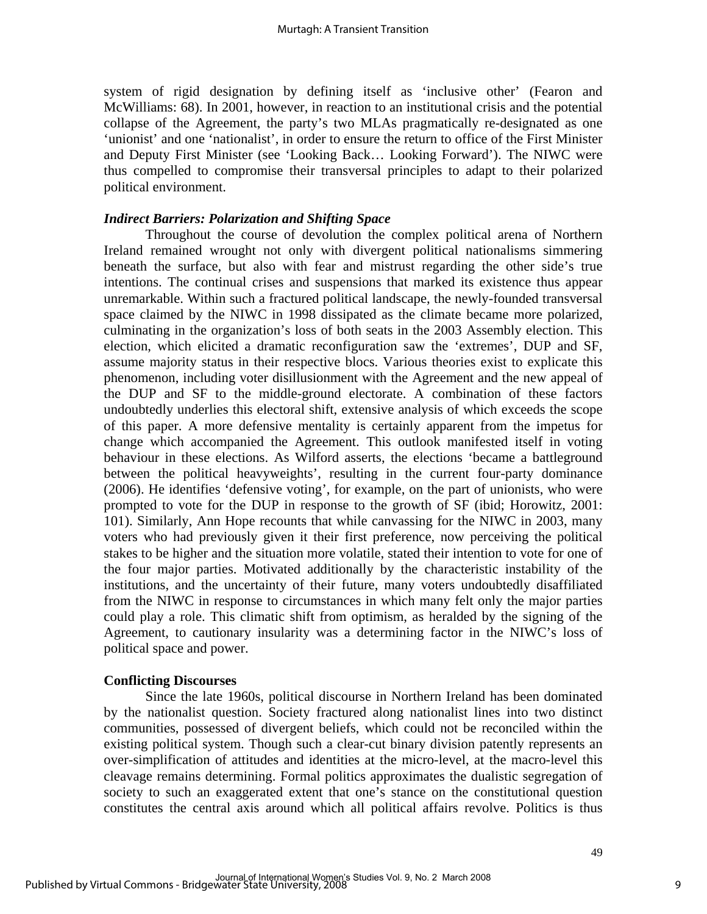system of rigid designation by defining itself as 'inclusive other' (Fearon and McWilliams: 68). In 2001, however, in reaction to an institutional crisis and the potential collapse of the Agreement, the party's two MLAs pragmatically re-designated as one 'unionist' and one 'nationalist', in order to ensure the return to office of the First Minister and Deputy First Minister (see 'Looking Back… Looking Forward'). The NIWC were thus compelled to compromise their transversal principles to adapt to their polarized political environment.

***Indirect Barriers: Polarization and Shifting Space***

Throughout the course of devolution the complex political arena of Northern Ireland remained wrought not only with divergent political nationalisms simmering beneath the surface, but also with fear and mistrust regarding the other side's true intentions. The continual crises and suspensions that marked its existence thus appear unremarkable. Within such a fractured political landscape, the newly-founded transversal space claimed by the NIWC in 1998 dissipated as the climate became more polarized, culminating in the organization's loss of both seats in the 2003 Assembly election. This election, which elicited a dramatic reconfiguration saw the 'extremes', DUP and SF, assume majority status in their respective blocs. Various theories exist to explicate this phenomenon, including voter disillusionment with the Agreement and the new appeal of the DUP and SF to the middle-ground electorate. A combination of these factors undoubtedly underlies this electoral shift, extensive analysis of which exceeds the scope of this paper. A more defensive mentality is certainly apparent from the impetus for change which accompanied the Agreement. This outlook manifested itself in voting behaviour in these elections. As Wilford asserts, the elections 'became a battleground between the political heavyweights', resulting in the current four-party dominance (2006). He identifies 'defensive voting', for example, on the part of unionists, who were prompted to vote for the DUP in response to the growth of SF (ibid; Horowitz, 2001: 101). Similarly, Ann Hope recounts that while canvassing for the NIWC in 2003, many voters who had previously given it their first preference, now perceiving the political stakes to be higher and the situation more volatile, stated their intention to vote for one of the four major parties. Motivated additionally by the characteristic instability of the institutions, and the uncertainty of their future, many voters undoubtedly disaffiliated from the NIWC in response to circumstances in which many felt only the major parties could play a role. This climatic shift from optimism, as heralded by the signing of the Agreement, to cautionary insularity was a determining factor in the NIWC's loss of political space and power.

**Conflicting Discourses**

Since the late 1960s, political discourse in Northern Ireland has been dominated by the nationalist question. Society fractured along nationalist lines into two distinct communities, possessed of divergent beliefs, which could not be reconciled within the existing political system. Though such a clear-cut binary division patently represents an over-simplification of attitudes and identities at the micro-level, at the macro-level this cleavage remains determining. Formal politics approximates the dualistic segregation of society to such an exaggerated extent that one's stance on the constitutional question constitutes the central axis around which all political affairs revolve. Politics is thus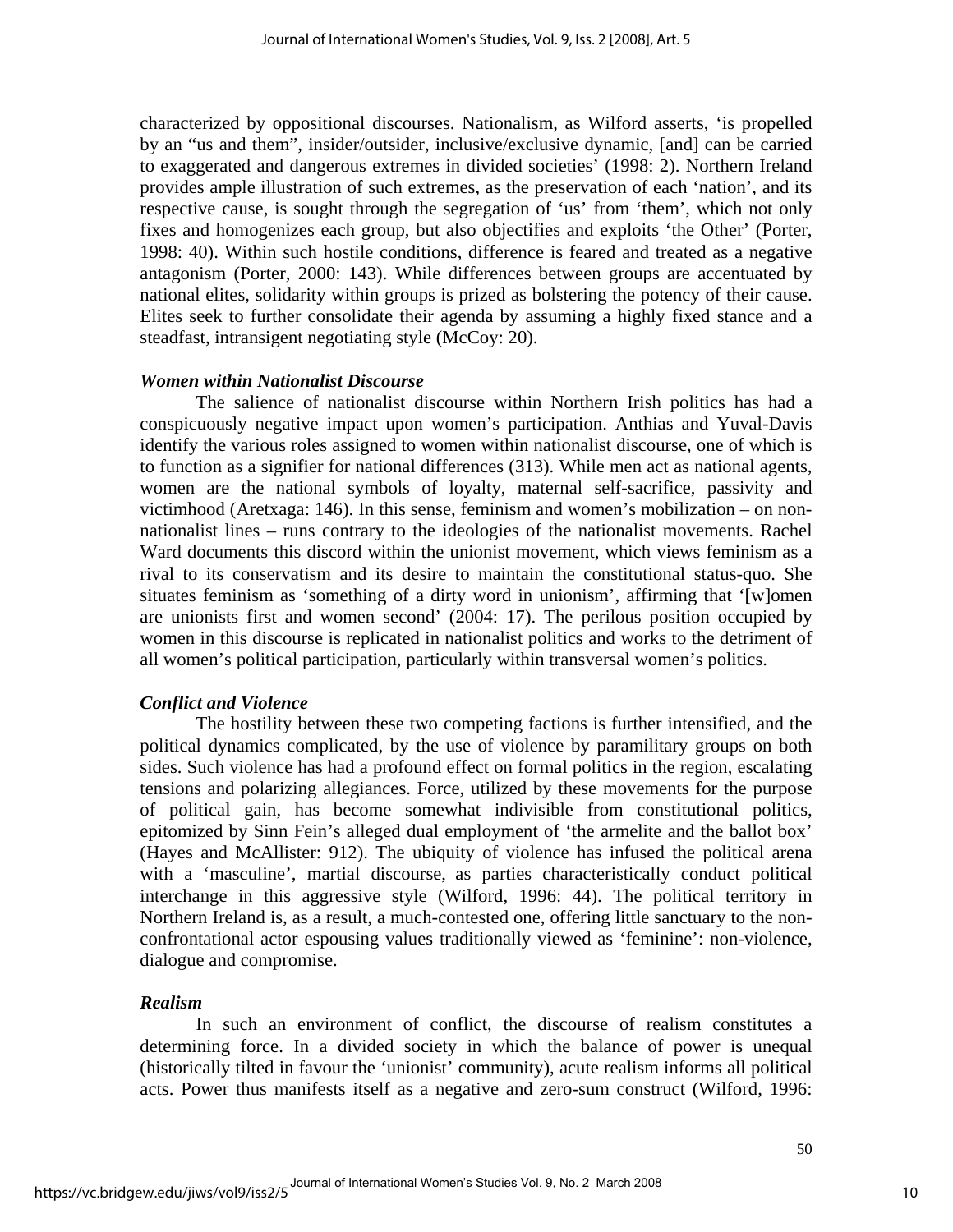characterized by oppositional discourses. Nationalism, as Wilford asserts, 'is propelled by an "us and them", insider/outsider, inclusive/exclusive dynamic, [and] can be carried to exaggerated and dangerous extremes in divided societies' (1998: 2). Northern Ireland provides ample illustration of such extremes, as the preservation of each 'nation', and its respective cause, is sought through the segregation of 'us' from 'them', which not only fixes and homogenizes each group, but also objectifies and exploits 'the Other' (Porter, 1998: 40). Within such hostile conditions, difference is feared and treated as a negative antagonism (Porter, 2000: 143). While differences between groups are accentuated by national elites, solidarity within groups is prized as bolstering the potency of their cause. Elites seek to further consolidate their agenda by assuming a highly fixed stance and a steadfast, intransigent negotiating style (McCoy: 20).

### *Women within Nationalist Discourse*

The salience of nationalist discourse within Northern Irish politics has had a conspicuously negative impact upon women's participation. Anthias and Yuval-Davis identify the various roles assigned to women within nationalist discourse, one of which is to function as a signifier for national differences (313). While men act as national agents, women are the national symbols of loyalty, maternal self-sacrifice, passivity and victimhood (Aretxaga: 146). In this sense, feminism and women's mobilization – on non-nationalist lines – runs contrary to the ideologies of the nationalist movements. Rachel Ward documents this discord within the unionist movement, which views feminism as a rival to its conservatism and its desire to maintain the constitutional status-quo. She situates feminism as 'something of a dirty word in unionism', affirming that '[w]omen are unionists first and women second' (2004: 17). The perilous position occupied by women in this discourse is replicated in nationalist politics and works to the detriment of all women's political participation, particularly within transversal women's politics.

### *Conflict and Violence*

The hostility between these two competing factions is further intensified, and the political dynamics complicated, by the use of violence by paramilitary groups on both sides. Such violence has had a profound effect on formal politics in the region, escalating tensions and polarizing allegiances. Force, utilized by these movements for the purpose of political gain, has become somewhat indivisible from constitutional politics, epitomized by Sinn Fein's alleged dual employment of 'the armelite and the ballot box' (Hayes and McAllister: 912). The ubiquity of violence has infused the political arena with a 'masculine', martial discourse, as parties characteristically conduct political interchange in this aggressive style (Wilford, 1996: 44). The political territory in Northern Ireland is, as a result, a much-contested one, offering little sanctuary to the non-confrontational actor espousing values traditionally viewed as 'feminine': non-violence, dialogue and compromise.

### *Realism*

In such an environment of conflict, the discourse of realism constitutes a determining force. In a divided society in which the balance of power is unequal (historically tilted in favour the 'unionist' community), acute realism informs all political acts. Power thus manifests itself as a negative and zero-sum construct (Wilford, 1996: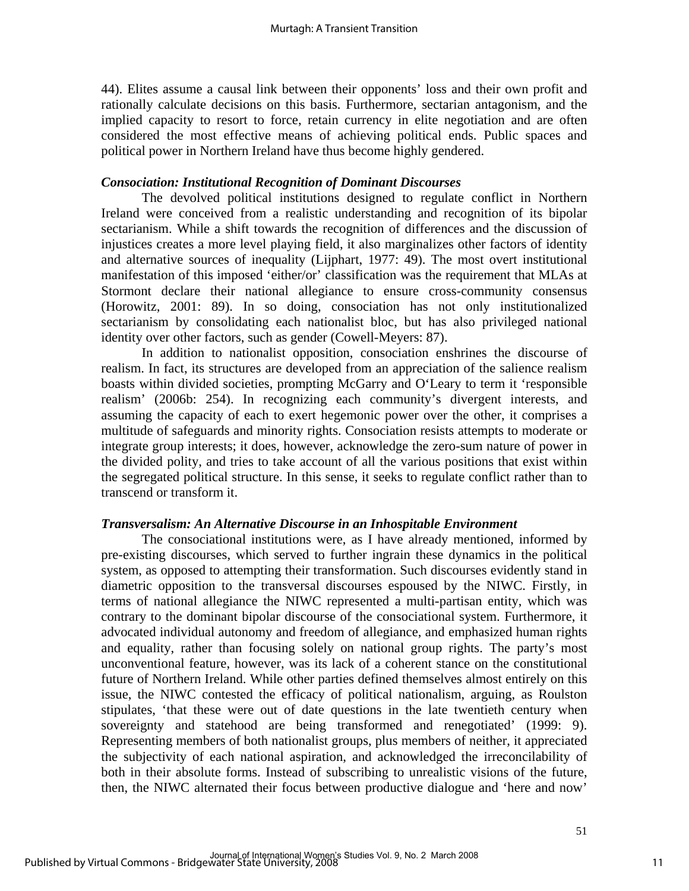44). Elites assume a causal link between their opponents' loss and their own profit and rationally calculate decisions on this basis. Furthermore, sectarian antagonism, and the implied capacity to resort to force, retain currency in elite negotiation and are often considered the most effective means of achieving political ends. Public spaces and political power in Northern Ireland have thus become highly gendered.

### *Consociation: Institutional Recognition of Dominant Discourses*

The devolved political institutions designed to regulate conflict in Northern Ireland were conceived from a realistic understanding and recognition of its bipolar sectarianism. While a shift towards the recognition of differences and the discussion of injustices creates a more level playing field, it also marginalizes other factors of identity and alternative sources of inequality (Lijphart, 1977: 49). The most overt institutional manifestation of this imposed 'either/or' classification was the requirement that MLAs at Stormont declare their national allegiance to ensure cross-community consensus (Horowitz, 2001: 89). In so doing, consociation has not only institutionalized sectarianism by consolidating each nationalist bloc, but has also privileged national identity over other factors, such as gender (Cowell-Meyers: 87).

In addition to nationalist opposition, consociation enshrines the discourse of realism. In fact, its structures are developed from an appreciation of the salience realism boasts within divided societies, prompting McGarry and O'Leary to term it 'responsible realism' (2006b: 254). In recognizing each community's divergent interests, and assuming the capacity of each to exert hegemonic power over the other, it comprises a multitude of safeguards and minority rights. Consociation resists attempts to moderate or integrate group interests; it does, however, acknowledge the zero-sum nature of power in the divided polity, and tries to take account of all the various positions that exist within the segregated political structure. In this sense, it seeks to regulate conflict rather than to transcend or transform it.

### *Transversalism: An Alternative Discourse in an Inhospitable Environment*

The consociational institutions were, as I have already mentioned, informed by pre-existing discourses, which served to further ingrain these dynamics in the political system, as opposed to attempting their transformation. Such discourses evidently stand in diametric opposition to the transversal discourses espoused by the NIWC. Firstly, in terms of national allegiance the NIWC represented a multi-partisan entity, which was contrary to the dominant bipolar discourse of the consociational system. Furthermore, it advocated individual autonomy and freedom of allegiance, and emphasized human rights and equality, rather than focusing solely on national group rights. The party's most unconventional feature, however, was its lack of a coherent stance on the constitutional future of Northern Ireland. While other parties defined themselves almost entirely on this issue, the NIWC contested the efficacy of political nationalism, arguing, as Roulston stipulates, 'that these were out of date questions in the late twentieth century when sovereignty and statehood are being transformed and renegotiated' (1999: 9). Representing members of both nationalist groups, plus members of neither, it appreciated the subjectivity of each national aspiration, and acknowledged the irreconcilability of both in their absolute forms. Instead of subscribing to unrealistic visions of the future, then, the NIWC alternated their focus between productive dialogue and 'here and now'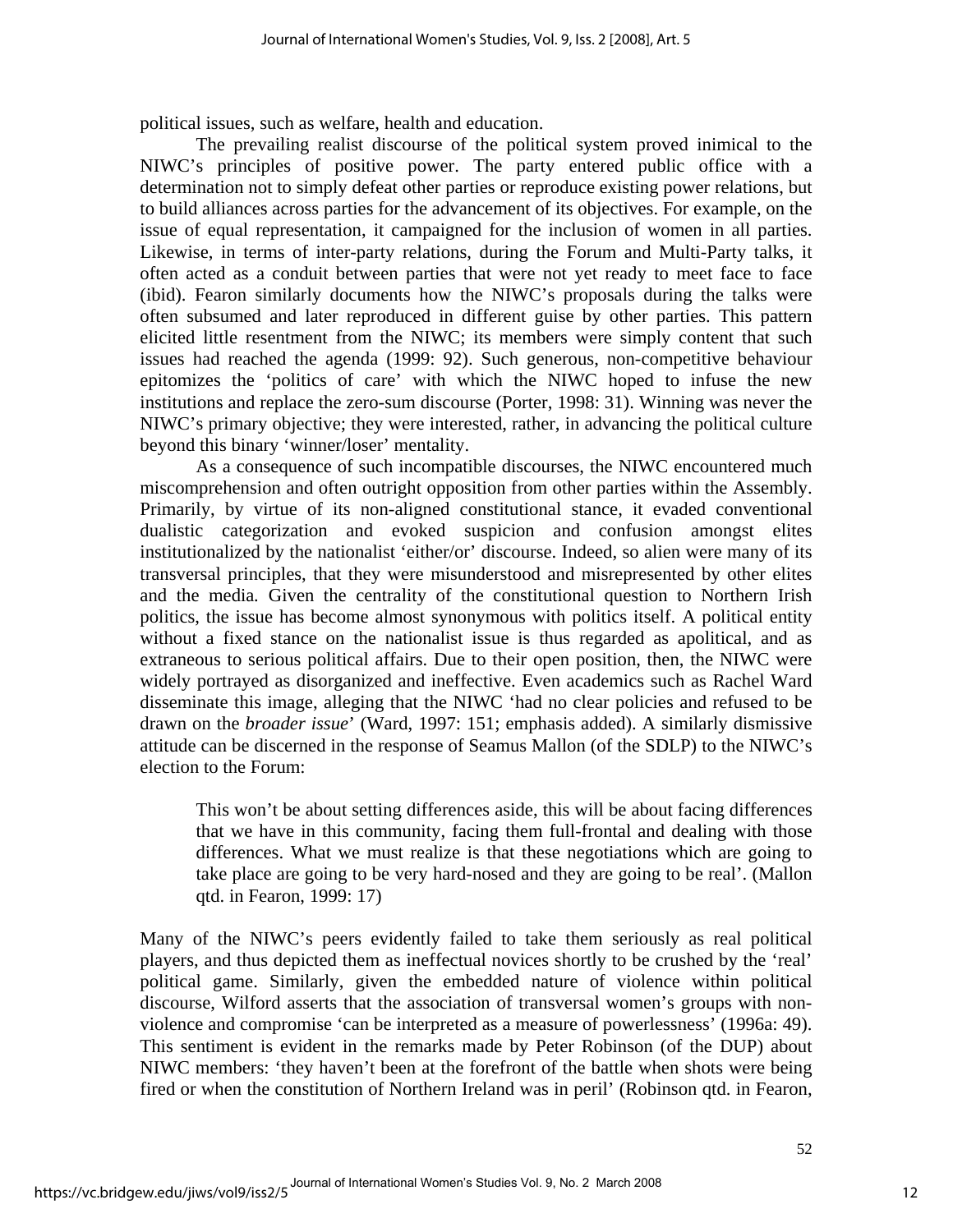political issues, such as welfare, health and education.

The prevailing realist discourse of the political system proved inimical to the NIWC's principles of positive power. The party entered public office with a determination not to simply defeat other parties or reproduce existing power relations, but to build alliances across parties for the advancement of its objectives. For example, on the issue of equal representation, it campaigned for the inclusion of women in all parties. Likewise, in terms of inter-party relations, during the Forum and Multi-Party talks, it often acted as a conduit between parties that were not yet ready to meet face to face (ibid). Fearon similarly documents how the NIWC's proposals during the talks were often subsumed and later reproduced in different guise by other parties. This pattern elicited little resentment from the NIWC; its members were simply content that such issues had reached the agenda (1999: 92). Such generous, non-competitive behaviour epitomizes the 'politics of care' with which the NIWC hoped to infuse the new institutions and replace the zero-sum discourse (Porter, 1998: 31). Winning was never the NIWC's primary objective; they were interested, rather, in advancing the political culture beyond this binary 'winner/loser' mentality.

As a consequence of such incompatible discourses, the NIWC encountered much miscomprehension and often outright opposition from other parties within the Assembly. Primarily, by virtue of its non-aligned constitutional stance, it evaded conventional dualistic categorization and evoked suspicion and confusion amongst elites institutionalized by the nationalist 'either/or' discourse. Indeed, so alien were many of its transversal principles, that they were misunderstood and misrepresented by other elites and the media. Given the centrality of the constitutional question to Northern Irish politics, the issue has become almost synonymous with politics itself. A political entity without a fixed stance on the nationalist issue is thus regarded as apolitical, and as extraneous to serious political affairs. Due to their open position, then, the NIWC were widely portrayed as disorganized and ineffective. Even academics such as Rachel Ward disseminate this image, alleging that the NIWC 'had no clear policies and refused to be drawn on the *broader issue*' (Ward, 1997: 151; emphasis added). A similarly dismissive attitude can be discerned in the response of Seamus Mallon (of the SDLP) to the NIWC's election to the Forum:

> This won't be about setting differences aside, this will be about facing differences that we have in this community, facing them full-frontal and dealing with those differences. What we must realize is that these negotiations which are going to take place are going to be very hard-nosed and they are going to be real'. (Mallon qtd. in Fearon, 1999: 17)

Many of the NIWC's peers evidently failed to take them seriously as real political players, and thus depicted them as ineffectual novices shortly to be crushed by the 'real' political game. Similarly, given the embedded nature of violence within political discourse, Wilford asserts that the association of transversal women's groups with non-violence and compromise 'can be interpreted as a measure of powerlessness' (1996a: 49). This sentiment is evident in the remarks made by Peter Robinson (of the DUP) about NIWC members: 'they haven't been at the forefront of the battle when shots were being fired or when the constitution of Northern Ireland was in peril' (Robinson qtd. in Fearon,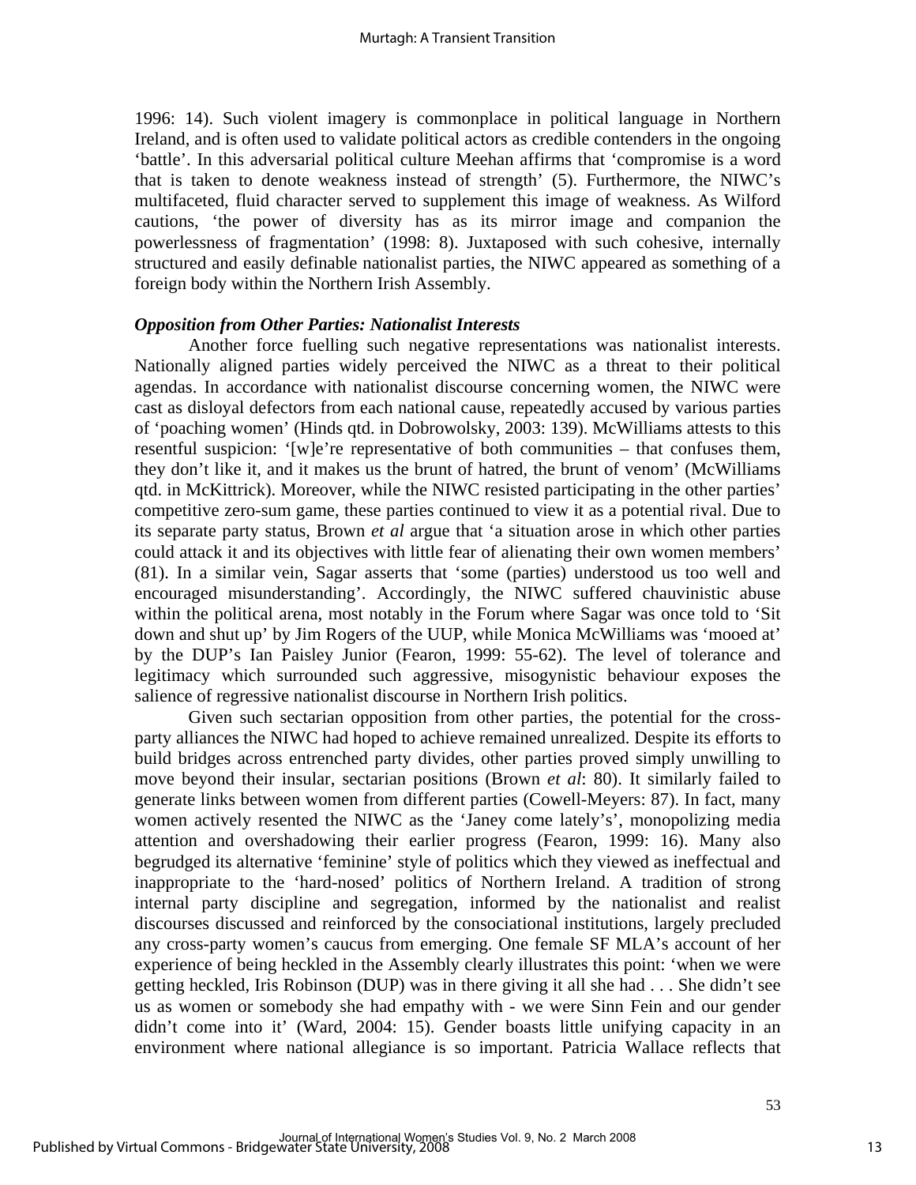1996: 14). Such violent imagery is commonplace in political language in Northern Ireland, and is often used to validate political actors as credible contenders in the ongoing 'battle'. In this adversarial political culture Meehan affirms that 'compromise is a word that is taken to denote weakness instead of strength' (5). Furthermore, the NIWC's multifaceted, fluid character served to supplement this image of weakness. As Wilford cautions, 'the power of diversity has as its mirror image and companion the powerlessness of fragmentation' (1998: 8). Juxtaposed with such cohesive, internally structured and easily definable nationalist parties, the NIWC appeared as something of a foreign body within the Northern Irish Assembly.

### *Opposition from Other Parties: Nationalist Interests*

Another force fuelling such negative representations was nationalist interests. Nationally aligned parties widely perceived the NIWC as a threat to their political agendas. In accordance with nationalist discourse concerning women, the NIWC were cast as disloyal defectors from each national cause, repeatedly accused by various parties of 'poaching women' (Hinds qtd. in Dobrowolsky, 2003: 139). McWilliams attests to this resentful suspicion: '[w]e're representative of both communities – that confuses them, they don't like it, and it makes us the brunt of hatred, the brunt of venom' (McWilliams qtd. in McKittrick). Moreover, while the NIWC resisted participating in the other parties' competitive zero-sum game, these parties continued to view it as a potential rival. Due to its separate party status, Brown *et al* argue that 'a situation arose in which other parties could attack it and its objectives with little fear of alienating their own women members' (81). In a similar vein, Sagar asserts that 'some (parties) understood us too well and encouraged misunderstanding'. Accordingly, the NIWC suffered chauvinistic abuse within the political arena, most notably in the Forum where Sagar was once told to 'Sit down and shut up' by Jim Rogers of the UUP, while Monica McWilliams was 'mooed at' by the DUP's Ian Paisley Junior (Fearon, 1999: 55-62). The level of tolerance and legitimacy which surrounded such aggressive, misogynistic behaviour exposes the salience of regressive nationalist discourse in Northern Irish politics.

Given such sectarian opposition from other parties, the potential for the cross-party alliances the NIWC had hoped to achieve remained unrealized. Despite its efforts to build bridges across entrenched party divides, other parties proved simply unwilling to move beyond their insular, sectarian positions (Brown *et al*: 80). It similarly failed to generate links between women from different parties (Cowell-Meyers: 87). In fact, many women actively resented the NIWC as the 'Janey come lately's', monopolizing media attention and overshadowing their earlier progress (Fearon, 1999: 16). Many also begrudged its alternative 'feminine' style of politics which they viewed as ineffectual and inappropriate to the 'hard-nosed' politics of Northern Ireland. A tradition of strong internal party discipline and segregation, informed by the nationalist and realist discourses discussed and reinforced by the consociational institutions, largely precluded any cross-party women's caucus from emerging. One female SF MLA's account of her experience of being heckled in the Assembly clearly illustrates this point: 'when we were getting heckled, Iris Robinson (DUP) was in there giving it all she had . . . She didn't see us as women or somebody she had empathy with - we were Sinn Fein and our gender didn't come into it' (Ward, 2004: 15). Gender boasts little unifying capacity in an environment where national allegiance is so important. Patricia Wallace reflects that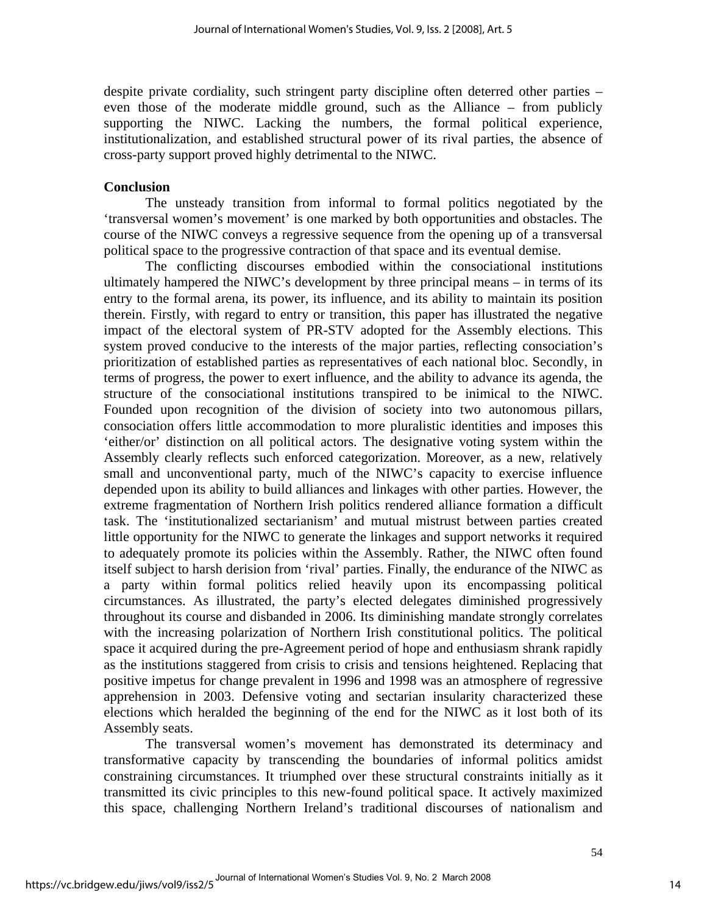despite private cordiality, such stringent party discipline often deterred other parties – even those of the moderate middle ground, such as the Alliance – from publicly supporting the NIWC. Lacking the numbers, the formal political experience, institutionalization, and established structural power of its rival parties, the absence of cross-party support proved highly detrimental to the NIWC.

**Conclusion**

The unsteady transition from informal to formal politics negotiated by the 'transversal women's movement' is one marked by both opportunities and obstacles. The course of the NIWC conveys a regressive sequence from the opening up of a transversal political space to the progressive contraction of that space and its eventual demise.

The conflicting discourses embodied within the consociational institutions ultimately hampered the NIWC's development by three principal means – in terms of its entry to the formal arena, its power, its influence, and its ability to maintain its position therein. Firstly, with regard to entry or transition, this paper has illustrated the negative impact of the electoral system of PR-STV adopted for the Assembly elections. This system proved conducive to the interests of the major parties, reflecting consociation's prioritization of established parties as representatives of each national bloc. Secondly, in terms of progress, the power to exert influence, and the ability to advance its agenda, the structure of the consociational institutions transpired to be inimical to the NIWC. Founded upon recognition of the division of society into two autonomous pillars, consociation offers little accommodation to more pluralistic identities and imposes this 'either/or' distinction on all political actors. The designative voting system within the Assembly clearly reflects such enforced categorization. Moreover, as a new, relatively small and unconventional party, much of the NIWC's capacity to exercise influence depended upon its ability to build alliances and linkages with other parties. However, the extreme fragmentation of Northern Irish politics rendered alliance formation a difficult task. The 'institutionalized sectarianism' and mutual mistrust between parties created little opportunity for the NIWC to generate the linkages and support networks it required to adequately promote its policies within the Assembly. Rather, the NIWC often found itself subject to harsh derision from 'rival' parties. Finally, the endurance of the NIWC as a party within formal politics relied heavily upon its encompassing political circumstances. As illustrated, the party's elected delegates diminished progressively throughout its course and disbanded in 2006. Its diminishing mandate strongly correlates with the increasing polarization of Northern Irish constitutional politics. The political space it acquired during the pre-Agreement period of hope and enthusiasm shrank rapidly as the institutions staggered from crisis to crisis and tensions heightened. Replacing that positive impetus for change prevalent in 1996 and 1998 was an atmosphere of regressive apprehension in 2003. Defensive voting and sectarian insularity characterized these elections which heralded the beginning of the end for the NIWC as it lost both of its Assembly seats.

The transversal women's movement has demonstrated its determinacy and transformative capacity by transcending the boundaries of informal politics amidst constraining circumstances. It triumphed over these structural constraints initially as it transmitted its civic principles to this new-found political space. It actively maximized this space, challenging Northern Ireland's traditional discourses of nationalism and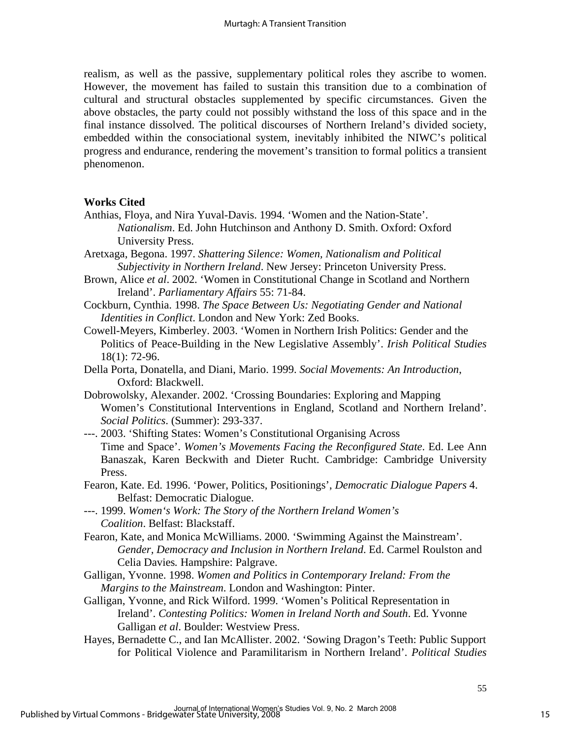realism, as well as the passive, supplementary political roles they ascribe to women. However, the movement has failed to sustain this transition due to a combination of cultural and structural obstacles supplemented by specific circumstances. Given the above obstacles, the party could not possibly withstand the loss of this space and in the final instance dissolved. The political discourses of Northern Ireland's divided society, embedded within the consociational system, inevitably inhibited the NIWC's political progress and endurance, rendering the movement's transition to formal politics a transient phenomenon.

**Works Cited**

Anthias, Floya, and Nira Yuval-Davis. 1994. 'Women and the Nation-State'. *Nationalism*. Ed. John Hutchinson and Anthony D. Smith. Oxford: Oxford University Press.

Aretxaga, Begona. 1997. *Shattering Silence: Women, Nationalism and Political Subjectivity in Northern Ireland*. New Jersey: Princeton University Press.

Brown, Alice *et al*. 2002. 'Women in Constitutional Change in Scotland and Northern Ireland'. *Parliamentary Affairs* 55: 71-84.

Cockburn, Cynthia. 1998. *The Space Between Us: Negotiating Gender and National Identities in Conflict*. London and New York: Zed Books.

Cowell-Meyers, Kimberley. 2003. 'Women in Northern Irish Politics: Gender and the Politics of Peace-Building in the New Legislative Assembly'. *Irish Political Studies* 18(1): 72-96.

Della Porta, Donatella, and Diani, Mario. 1999. *Social Movements: An Introduction*, Oxford: Blackwell.

Dobrowolsky, Alexander. 2002. 'Crossing Boundaries: Exploring and Mapping Women's Constitutional Interventions in England, Scotland and Northern Ireland'. *Social Politics*. (Summer): 293-337.

---. 2003. 'Shifting States: Women's Constitutional Organising Across Time and Space'. *Women's Movements Facing the Reconfigured State*. Ed. Lee Ann Banaszak, Karen Beckwith and Dieter Rucht. Cambridge: Cambridge University Press.

Fearon, Kate. Ed. 1996. 'Power, Politics, Positionings', *Democratic Dialogue Papers* 4. Belfast: Democratic Dialogue.

---. 1999. *Women's Work: The Story of the Northern Ireland Women's Coalition*. Belfast: Blackstaff.

Fearon, Kate, and Monica McWilliams. 2000. 'Swimming Against the Mainstream'. *Gender, Democracy and Inclusion in Northern Ireland*. Ed. Carmel Roulston and Celia Davies. Hampshire: Palgrave.

Galligan, Yvonne. 1998. *Women and Politics in Contemporary Ireland: From the Margins to the Mainstream*. London and Washington: Pinter.

Galligan, Yvonne, and Rick Wilford. 1999. 'Women's Political Representation in Ireland'. *Contesting Politics: Women in Ireland North and South*. Ed. Yvonne Galligan *et al*. Boulder: Westview Press.

Hayes, Bernadette C., and Ian McAllister. 2002. 'Sowing Dragon's Teeth: Public Support for Political Violence and Paramilitarism in Northern Ireland'. *Political Studies*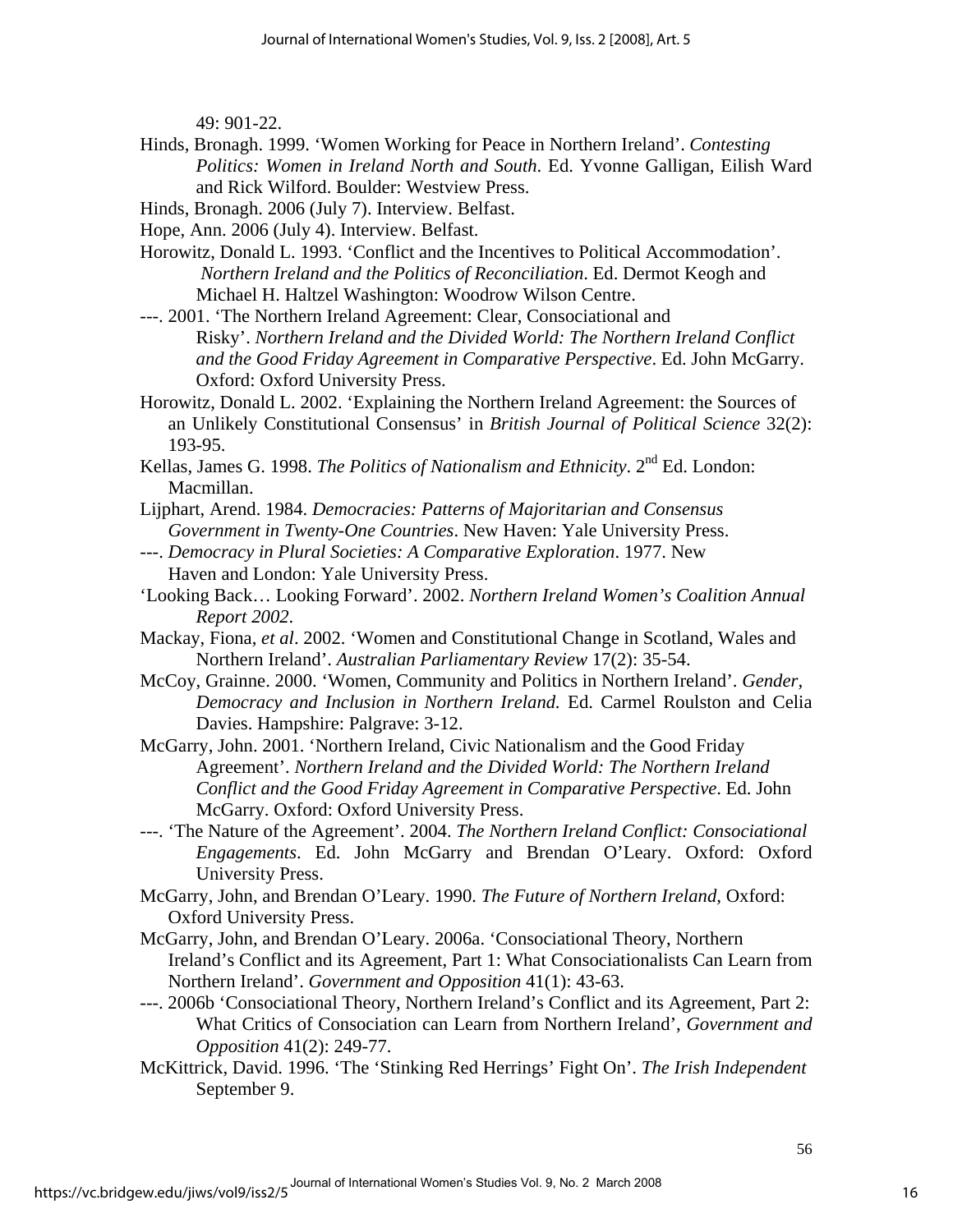49: 901-22.

Hinds, Bronagh. 1999. 'Women Working for Peace in Northern Ireland'. *Contesting Politics: Women in Ireland North and South*. Ed. Yvonne Galligan, Eilish Ward and Rick Wilford. Boulder: Westview Press.

Hinds, Bronagh. 2006 (July 7). Interview. Belfast.

Hope, Ann. 2006 (July 4). Interview. Belfast.

Horowitz, Donald L. 1993. 'Conflict and the Incentives to Political Accommodation'. *Northern Ireland and the Politics of Reconciliation*. Ed. Dermot Keogh and Michael H. Haltzel Washington: Woodrow Wilson Centre.

---. 2001. 'The Northern Ireland Agreement: Clear, Consociational and Risky'. *Northern Ireland and the Divided World: The Northern Ireland Conflict and the Good Friday Agreement in Comparative Perspective*. Ed. John McGarry. Oxford: Oxford University Press.

Horowitz, Donald L. 2002. 'Explaining the Northern Ireland Agreement: the Sources of an Unlikely Constitutional Consensus' in *British Journal of Political Science* 32(2): 193-95.

Kellas, James G. 1998. *The Politics of Nationalism and Ethnicity*. 2nd Ed. London: Macmillan.

Lijphart, Arend. 1984. *Democracies: Patterns of Majoritarian and Consensus Government in Twenty-One Countries*. New Haven: Yale University Press.

---. *Democracy in Plural Societies: A Comparative Exploration*. 1977. New Haven and London: Yale University Press.

'Looking Back… Looking Forward'. 2002. *Northern Ireland Women's Coalition Annual Report 2002*.

Mackay, Fiona, *et al*. 2002. 'Women and Constitutional Change in Scotland, Wales and Northern Ireland'. *Australian Parliamentary Review* 17(2): 35-54.

McCoy, Grainne. 2000. 'Women, Community and Politics in Northern Ireland'. *Gender, Democracy and Inclusion in Northern Ireland.* Ed. Carmel Roulston and Celia Davies. Hampshire: Palgrave: 3-12.

McGarry, John. 2001. 'Northern Ireland, Civic Nationalism and the Good Friday Agreement'. *Northern Ireland and the Divided World: The Northern Ireland Conflict and the Good Friday Agreement in Comparative Perspective*. Ed. John McGarry. Oxford: Oxford University Press.

---. 'The Nature of the Agreement'. 2004. *The Northern Ireland Conflict: Consociational Engagements*. Ed. John McGarry and Brendan O'Leary. Oxford: Oxford University Press.

McGarry, John, and Brendan O'Leary. 1990. *The Future of Northern Ireland,* Oxford: Oxford University Press.

McGarry, John, and Brendan O'Leary. 2006a. 'Consociational Theory, Northern Ireland's Conflict and its Agreement, Part 1: What Consociationalists Can Learn from Northern Ireland'. *Government and Opposition* 41(1): 43-63.

---. 2006b 'Consociational Theory, Northern Ireland's Conflict and its Agreement, Part 2: What Critics of Consociation can Learn from Northern Ireland', *Government and Opposition* 41(2): 249-77.

McKittrick, David. 1996. 'The 'Stinking Red Herrings' Fight On'. *The Irish Independent* September 9.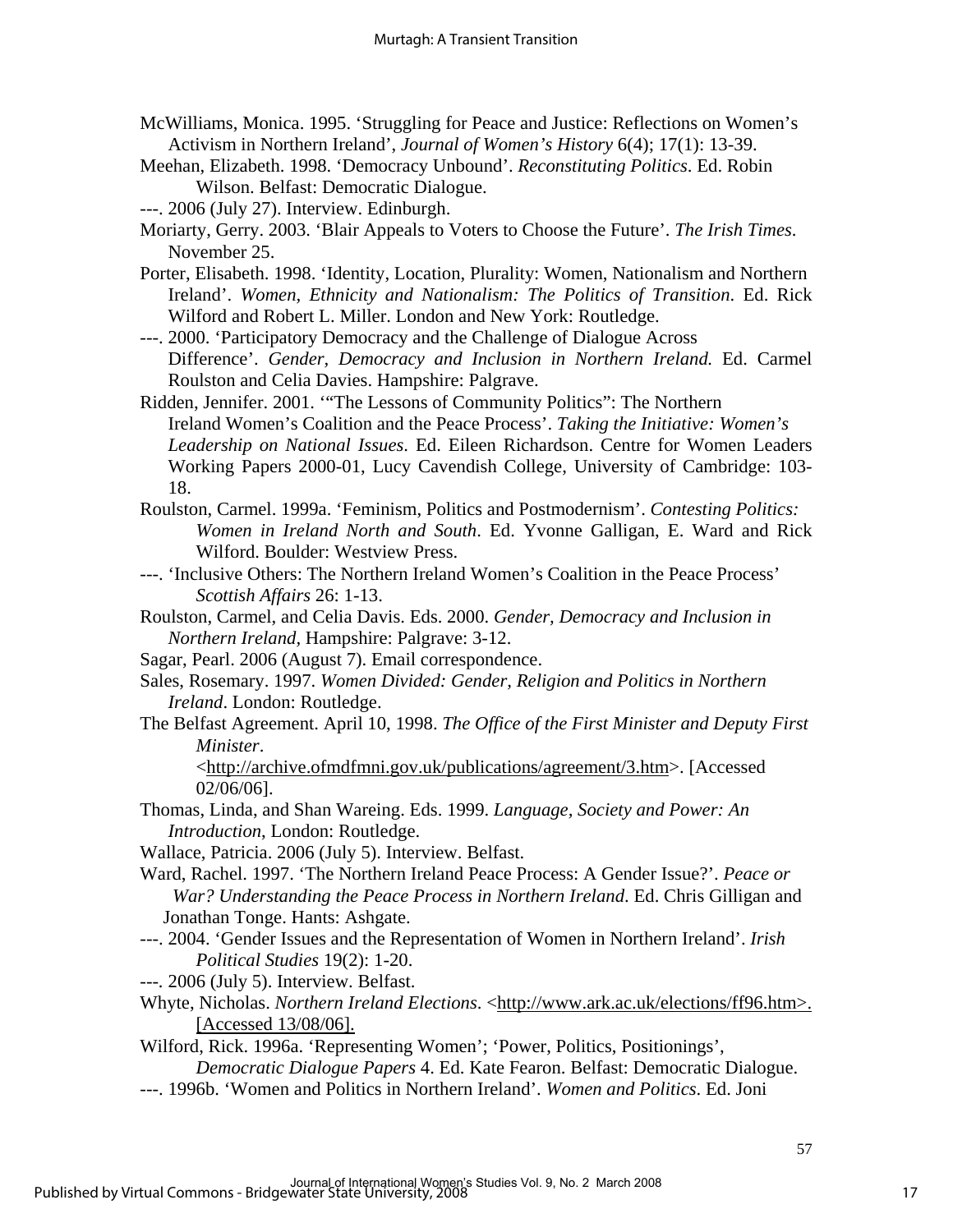McWilliams, Monica. 1995. 'Struggling for Peace and Justice: Reflections on Women's Activism in Northern Ireland', *Journal of Women's History* 6(4); 17(1): 13-39.

Meehan, Elizabeth. 1998. 'Democracy Unbound'. *Reconstituting Politics*. Ed. Robin Wilson. Belfast: Democratic Dialogue.

---. 2006 (July 27). Interview. Edinburgh.

Moriarty, Gerry. 2003. 'Blair Appeals to Voters to Choose the Future'. *The Irish Times*. November 25.

Porter, Elisabeth. 1998. 'Identity, Location, Plurality: Women, Nationalism and Northern Ireland'. *Women, Ethnicity and Nationalism: The Politics of Transition*. Ed. Rick Wilford and Robert L. Miller. London and New York: Routledge.

---. 2000. 'Participatory Democracy and the Challenge of Dialogue Across Difference'. *Gender, Democracy and Inclusion in Northern Ireland.* Ed. Carmel Roulston and Celia Davies. Hampshire: Palgrave.

Ridden, Jennifer. 2001. '"The Lessons of Community Politics": The Northern Ireland Women's Coalition and the Peace Process'. *Taking the Initiative: Women's Leadership on National Issues*. Ed. Eileen Richardson. Centre for Women Leaders Working Papers 2000-01, Lucy Cavendish College, University of Cambridge: 103-18.

Roulston, Carmel. 1999a. 'Feminism, Politics and Postmodernism'. *Contesting Politics: Women in Ireland North and South*. Ed. Yvonne Galligan, E. Ward and Rick Wilford. Boulder: Westview Press.

---. 'Inclusive Others: The Northern Ireland Women's Coalition in the Peace Process' *Scottish Affairs* 26: 1-13.

Roulston, Carmel, and Celia Davis. Eds. 2000. *Gender, Democracy and Inclusion in Northern Ireland*, Hampshire: Palgrave: 3-12.

Sagar, Pearl. 2006 (August 7). Email correspondence.

Sales, Rosemary. 1997. *Women Divided: Gender, Religion and Politics in Northern Ireland*. London: Routledge.

The Belfast Agreement. April 10, 1998. *The Office of the First Minister and Deputy First Minister*. <http://archive.ofmdfmni.gov.uk/publications/agreement/3.htm>. [Accessed 02/06/06].

Thomas, Linda, and Shan Wareing. Eds. 1999. *Language, Society and Power: An Introduction*, London: Routledge.

Wallace, Patricia. 2006 (July 5). Interview. Belfast.

Ward, Rachel. 1997. 'The Northern Ireland Peace Process: A Gender Issue?'. *Peace or War? Understanding the Peace Process in Northern Ireland*. Ed. Chris Gilligan and Jonathan Tonge. Hants: Ashgate.

---. 2004. 'Gender Issues and the Representation of Women in Northern Ireland'. *Irish Political Studies* 19(2): 1-20.

---. 2006 (July 5). Interview. Belfast.

Whyte, Nicholas. *Northern Ireland Elections*. <http://www.ark.ac.uk/elections/ff96.htm>. [Accessed 13/08/06].

Wilford, Rick. 1996a. 'Representing Women'; 'Power, Politics, Positionings', *Democratic Dialogue Papers* 4. Ed. Kate Fearon. Belfast: Democratic Dialogue.

---. 1996b. 'Women and Politics in Northern Ireland'. *Women and Politics*. Ed. Joni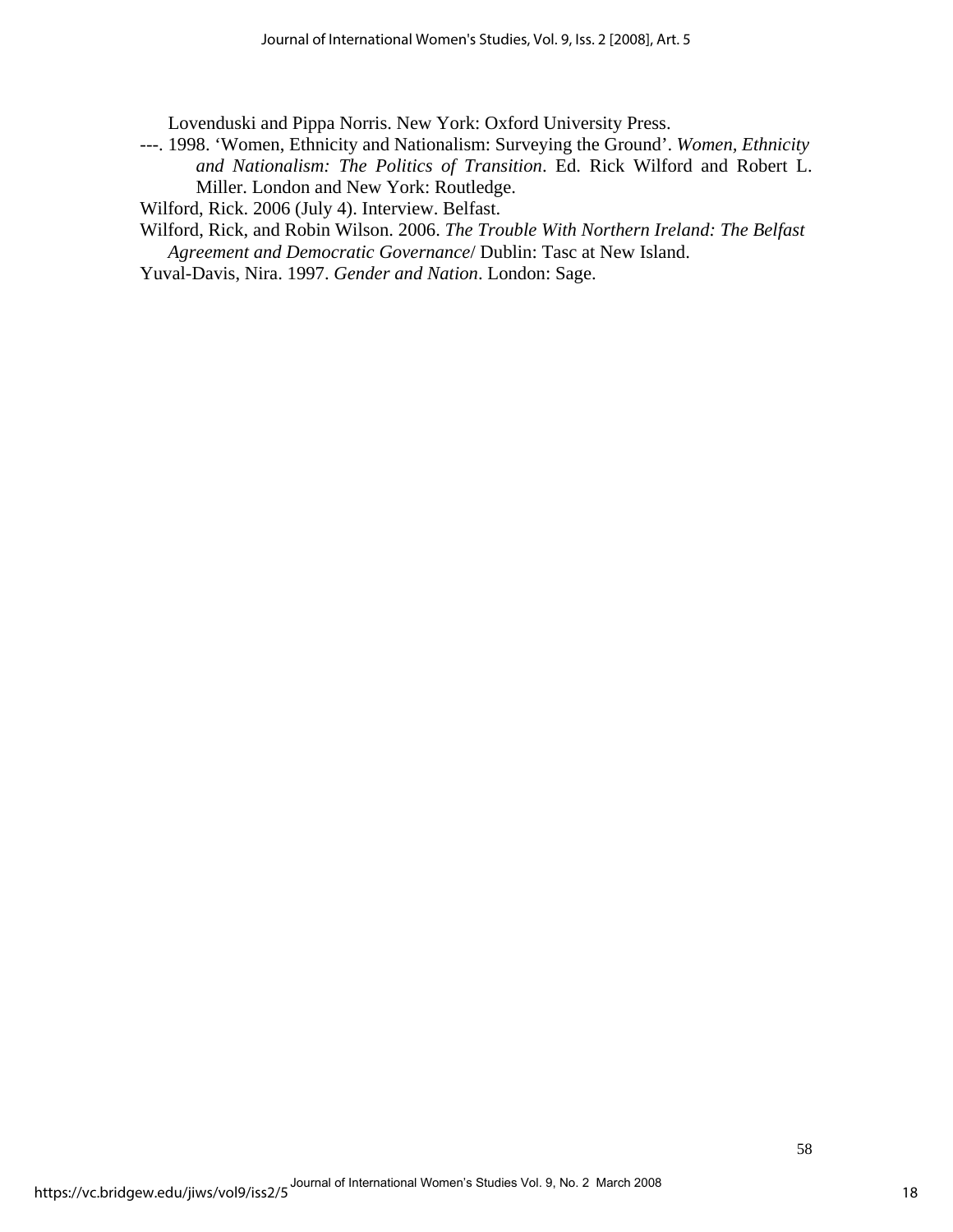Lovenduski and Pippa Norris. New York: Oxford University Press.

---. 1998. 'Women, Ethnicity and Nationalism: Surveying the Ground'. *Women, Ethnicity and Nationalism: The Politics of Transition*. Ed. Rick Wilford and Robert L. Miller. London and New York: Routledge.

Wilford, Rick. 2006 (July 4). Interview. Belfast.

Wilford, Rick, and Robin Wilson. 2006. *The Trouble With Northern Ireland: The Belfast Agreement and Democratic Governance*/ Dublin: Tasc at New Island.

Yuval-Davis, Nira. 1997. *Gender and Nation*. London: Sage.